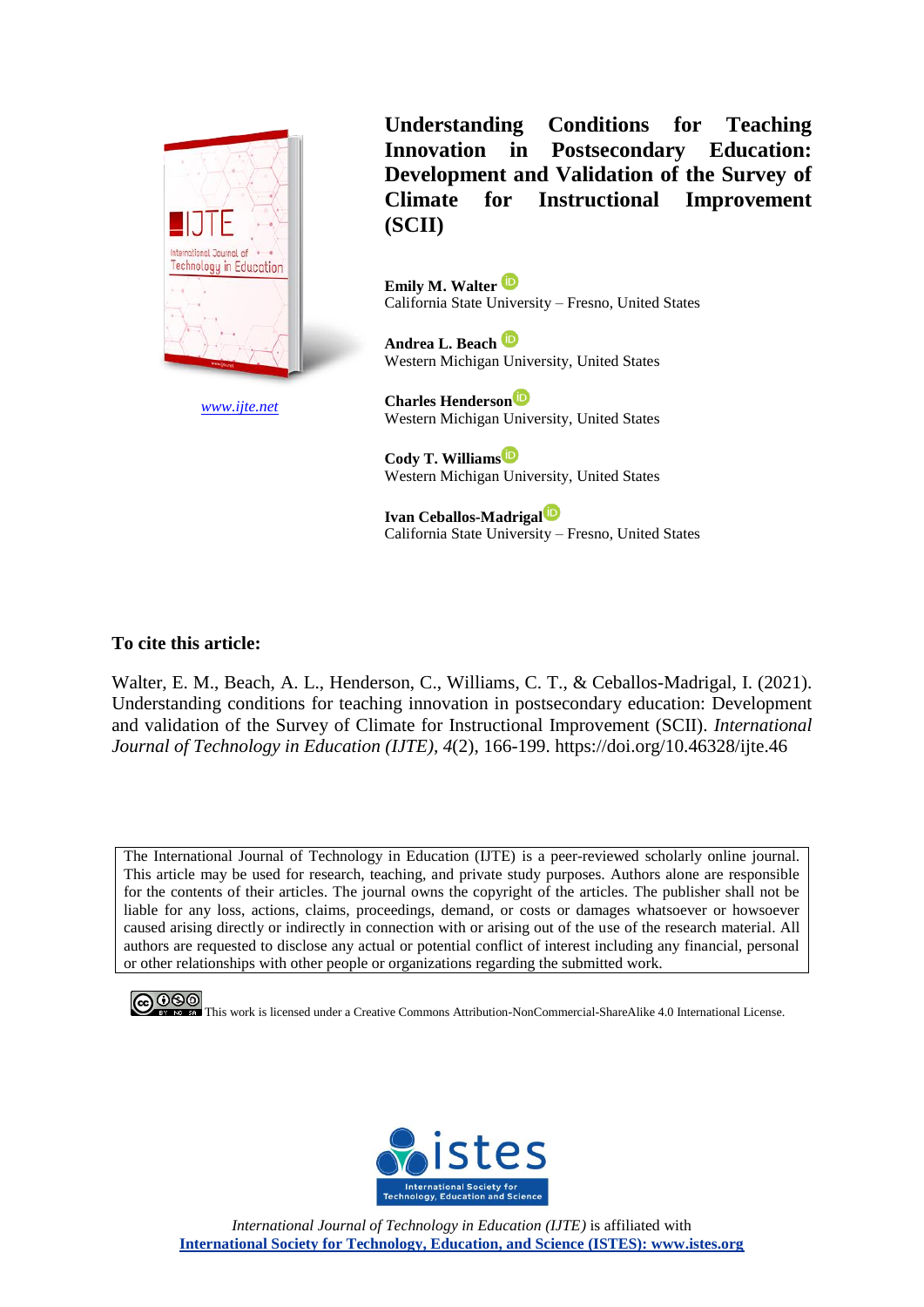www.ijte.net

# Understanding Conditions for Teaching Innovation in Postsecondary Education: Development and Validation of the Survey of Climate for Instructional Improvement (SCII)

**Emily M. Walter**
California State University – Fresno, United States

**Andrea L. Beach**
Western Michigan University, United States

**Charles Henderson**
Western Michigan University, United States

**Cody T. Williams**
Western Michigan University, United States

**Ivan Ceballos-Madrigal**
California State University – Fresno, United States

**To cite this article:**

Walter, E. M., Beach, A. L., Henderson, C., Williams, C. T., & Ceballos-Madrigal, I. (2021). Understanding conditions for teaching innovation in postsecondary education: Development and validation of the Survey of Climate for Instructional Improvement (SCII). *International Journal of Technology in Education (IJTE), 4*(2), 166-199. https://doi.org/10.46328/ijte.46

The International Journal of Technology in Education (IJTE) is a peer-reviewed scholarly online journal. This article may be used for research, teaching, and private study purposes. Authors alone are responsible for the contents of their articles. The journal owns the copyright of the articles. The publisher shall not be liable for any loss, actions, claims, proceedings, demand, or costs or damages whatsoever or howsoever caused arising directly or indirectly in connection with or arising out of the use of the research material. All authors are requested to disclose any actual or potential conflict of interest including any financial, personal or other relationships with other people or organizations regarding the submitted work.

This work is licensed under a Creative Commons Attribution-NonCommercial-ShareAlike 4.0 International License.

*International Journal of Technology in Education (IJTE)* is affiliated with **International Society for Technology, Education, and Science (ISTES): www.istes.org**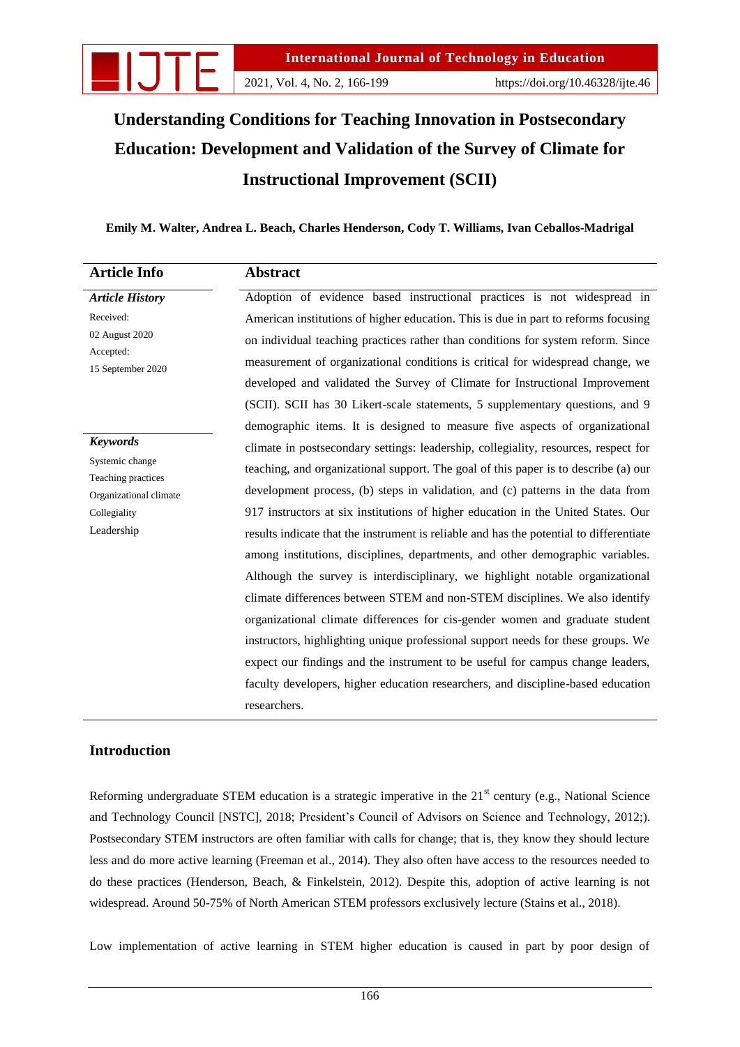# Understanding Conditions for Teaching Innovation in Postsecondary Education: Development and Validation of the Survey of Climate for Instructional Improvement (SCII)

**Emily M. Walter, Andrea L. Beach, Charles Henderson, Cody T. Williams, Ivan Ceballos-Madrigal**

| Article Info | Abstract |
|---|---|
| ***Article History*** | Adoption of evidence based instructional practices is not widespread in American institutions of higher education. This is due in part to reforms focusing on individual teaching practices rather than conditions for system reform. Since measurement of organizational conditions is critical for widespread change, we developed and validated the Survey of Climate for Instructional Improvement (SCII). SCII has 30 Likert-scale statements, 5 supplementary questions, and 9 demographic items. It is designed to measure five aspects of organizational climate in postsecondary settings: leadership, collegiality, resources, respect for teaching, and organizational support. The goal of this paper is to describe (a) our development process, (b) steps in validation, and (c) patterns in the data from 917 instructors at six institutions of higher education in the United States. Our results indicate that the instrument is reliable and has the potential to differentiate among institutions, disciplines, departments, and other demographic variables. Although the survey is interdisciplinary, we highlight notable organizational climate differences between STEM and non-STEM disciplines. We also identify organizational climate differences for cis-gender women and graduate student instructors, highlighting unique professional support needs for these groups. We expect our findings and the instrument to be useful for campus change leaders, faculty developers, higher education researchers, and discipline-based education researchers. |
| Received: 02 August 2020 | |
| Accepted: 15 September 2020 | |
| ***Keywords*** | |
| Systemic change | |
| Teaching practices | |
| Organizational climate | |
| Collegiality | |
| Leadership | |

## Introduction

Reforming undergraduate STEM education is a strategic imperative in the 21st century (e.g., National Science and Technology Council [NSTC], 2018; President's Council of Advisors on Science and Technology, 2012;). Postsecondary STEM instructors are often familiar with calls for change; that is, they know they should lecture less and do more active learning (Freeman et al., 2014). They also often have access to the resources needed to do these practices (Henderson, Beach, & Finkelstein, 2012). Despite this, adoption of active learning is not widespread. Around 50-75% of North American STEM professors exclusively lecture (Stains et al., 2018).

Low implementation of active learning in STEM higher education is caused in part by poor design of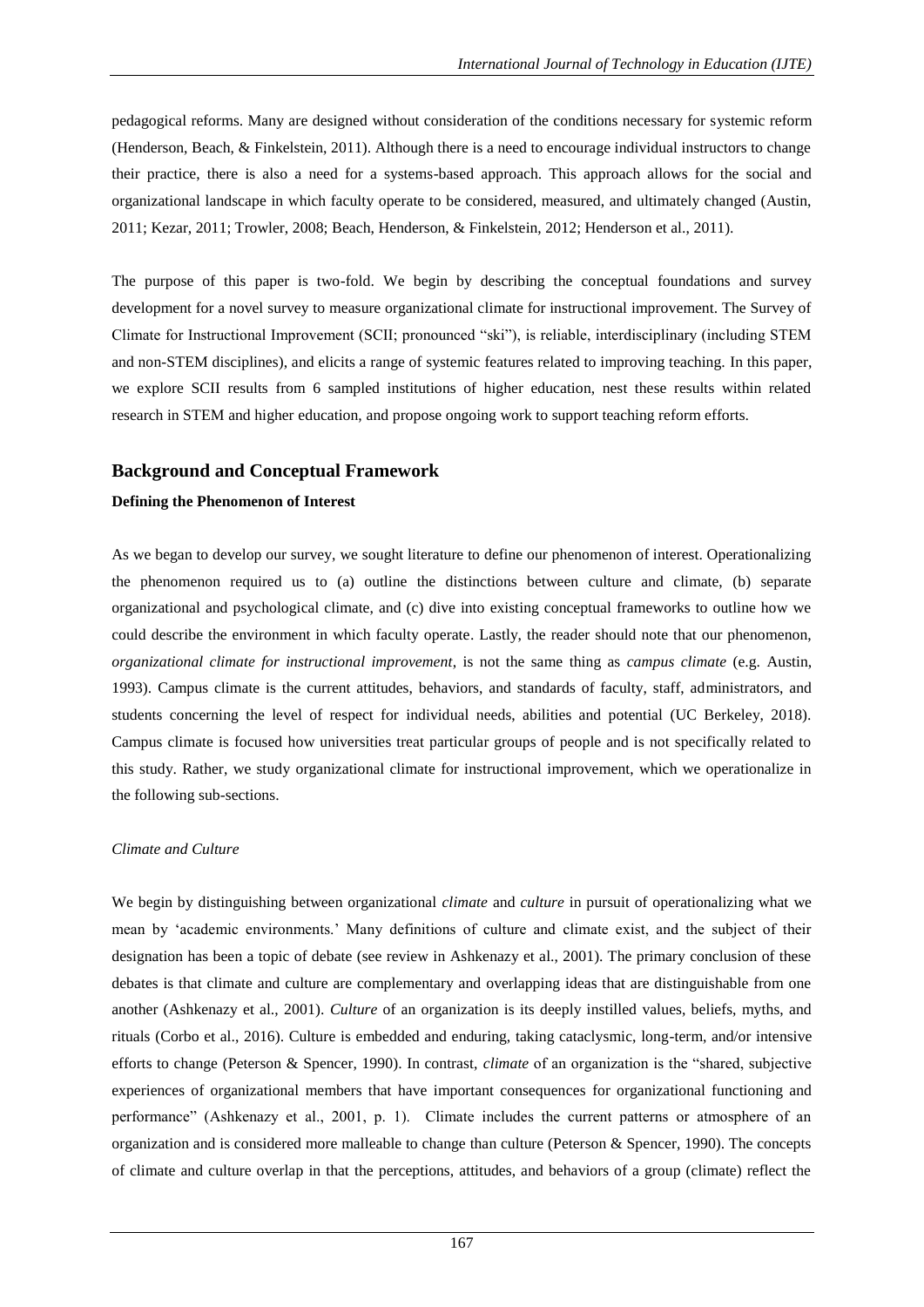pedagogical reforms. Many are designed without consideration of the conditions necessary for systemic reform (Henderson, Beach, & Finkelstein, 2011). Although there is a need to encourage individual instructors to change their practice, there is also a need for a systems-based approach. This approach allows for the social and organizational landscape in which faculty operate to be considered, measured, and ultimately changed (Austin, 2011; Kezar, 2011; Trowler, 2008; Beach, Henderson, & Finkelstein, 2012; Henderson et al., 2011).

The purpose of this paper is two-fold. We begin by describing the conceptual foundations and survey development for a novel survey to measure organizational climate for instructional improvement. The Survey of Climate for Instructional Improvement (SCII; pronounced "ski"), is reliable, interdisciplinary (including STEM and non-STEM disciplines), and elicits a range of systemic features related to improving teaching. In this paper, we explore SCII results from 6 sampled institutions of higher education, nest these results within related research in STEM and higher education, and propose ongoing work to support teaching reform efforts.

## Background and Conceptual Framework

### Defining the Phenomenon of Interest

As we began to develop our survey, we sought literature to define our phenomenon of interest. Operationalizing the phenomenon required us to (a) outline the distinctions between culture and climate, (b) separate organizational and psychological climate, and (c) dive into existing conceptual frameworks to outline how we could describe the environment in which faculty operate. Lastly, the reader should note that our phenomenon, *organizational climate for instructional improvement*, is not the same thing as *campus climate* (e.g. Austin, 1993). Campus climate is the current attitudes, behaviors, and standards of faculty, staff, administrators, and students concerning the level of respect for individual needs, abilities and potential (UC Berkeley, 2018). Campus climate is focused how universities treat particular groups of people and is not specifically related to this study. Rather, we study organizational climate for instructional improvement, which we operationalize in the following sub-sections.

#### *Climate and Culture*

We begin by distinguishing between organizational *climate* and *culture* in pursuit of operationalizing what we mean by 'academic environments.' Many definitions of culture and climate exist, and the subject of their designation has been a topic of debate (see review in Ashkenazy et al., 2001). The primary conclusion of these debates is that climate and culture are complementary and overlapping ideas that are distinguishable from one another (Ashkenazy et al., 2001). *Culture* of an organization is its deeply instilled values, beliefs, myths, and rituals (Corbo et al., 2016). Culture is embedded and enduring, taking cataclysmic, long-term, and/or intensive efforts to change (Peterson & Spencer, 1990). In contrast, *climate* of an organization is the "shared, subjective experiences of organizational members that have important consequences for organizational functioning and performance" (Ashkenazy et al., 2001, p. 1). Climate includes the current patterns or atmosphere of an organization and is considered more malleable to change than culture (Peterson & Spencer, 1990). The concepts of climate and culture overlap in that the perceptions, attitudes, and behaviors of a group (climate) reflect the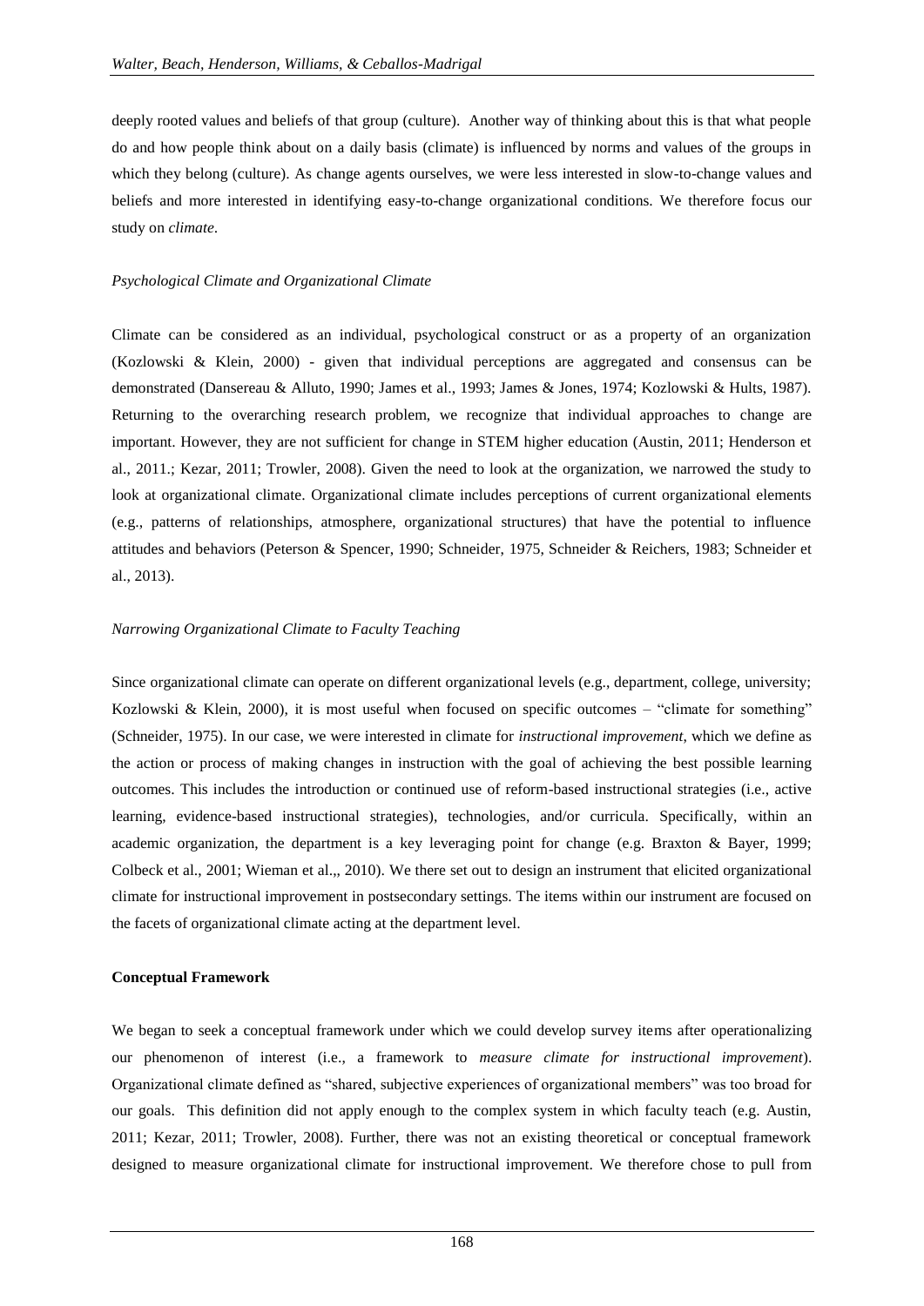deeply rooted values and beliefs of that group (culture). Another way of thinking about this is that what people do and how people think about on a daily basis (climate) is influenced by norms and values of the groups in which they belong (culture). As change agents ourselves, we were less interested in slow-to-change values and beliefs and more interested in identifying easy-to-change organizational conditions. We therefore focus our study on *climate*.

*Psychological Climate and Organizational Climate*

Climate can be considered as an individual, psychological construct or as a property of an organization (Kozlowski & Klein, 2000) - given that individual perceptions are aggregated and consensus can be demonstrated (Dansereau & Alluto, 1990; James et al., 1993; James & Jones, 1974; Kozlowski & Hults, 1987). Returning to the overarching research problem, we recognize that individual approaches to change are important. However, they are not sufficient for change in STEM higher education (Austin, 2011; Henderson et al., 2011.; Kezar, 2011; Trowler, 2008). Given the need to look at the organization, we narrowed the study to look at organizational climate. Organizational climate includes perceptions of current organizational elements (e.g., patterns of relationships, atmosphere, organizational structures) that have the potential to influence attitudes and behaviors (Peterson & Spencer, 1990; Schneider, 1975, Schneider & Reichers, 1983; Schneider et al., 2013).

*Narrowing Organizational Climate to Faculty Teaching*

Since organizational climate can operate on different organizational levels (e.g., department, college, university; Kozlowski & Klein, 2000), it is most useful when focused on specific outcomes – "climate for something" (Schneider, 1975). In our case, we were interested in climate for *instructional improvement*, which we define as the action or process of making changes in instruction with the goal of achieving the best possible learning outcomes. This includes the introduction or continued use of reform-based instructional strategies (i.e., active learning, evidence-based instructional strategies), technologies, and/or curricula. Specifically, within an academic organization, the department is a key leveraging point for change (e.g. Braxton & Bayer, 1999; Colbeck et al., 2001; Wieman et al.,, 2010). We there set out to design an instrument that elicited organizational climate for instructional improvement in postsecondary settings. The items within our instrument are focused on the facets of organizational climate acting at the department level.

**Conceptual Framework**

We began to seek a conceptual framework under which we could develop survey items after operationalizing our phenomenon of interest (i.e., a framework to *measure climate for instructional improvement*). Organizational climate defined as "shared, subjective experiences of organizational members" was too broad for our goals. This definition did not apply enough to the complex system in which faculty teach (e.g. Austin, 2011; Kezar, 2011; Trowler, 2008). Further, there was not an existing theoretical or conceptual framework designed to measure organizational climate for instructional improvement. We therefore chose to pull from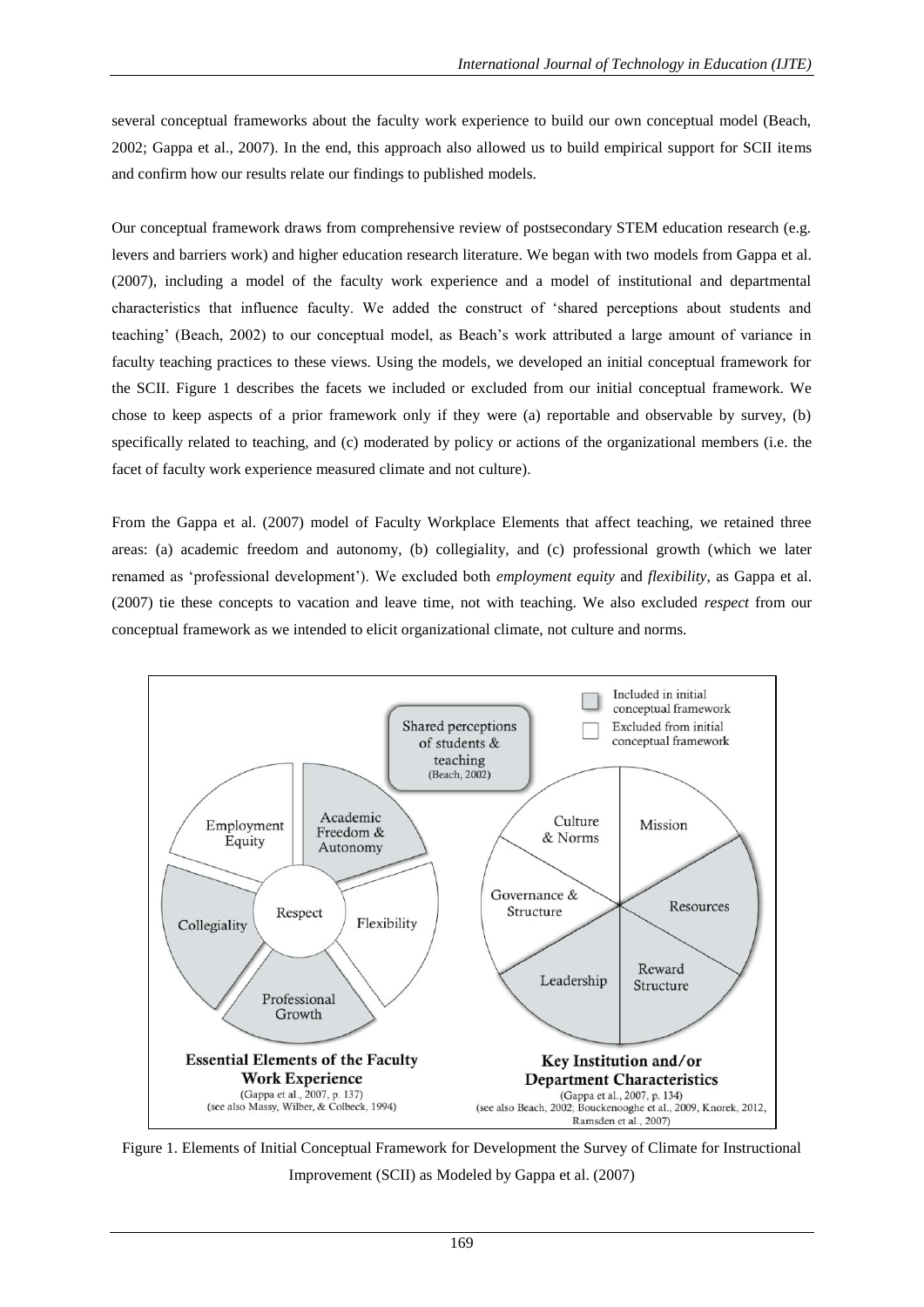several conceptual frameworks about the faculty work experience to build our own conceptual model (Beach, 2002; Gappa et al., 2007). In the end, this approach also allowed us to build empirical support for SCII items and confirm how our results relate our findings to published models.

Our conceptual framework draws from comprehensive review of postsecondary STEM education research (e.g. levers and barriers work) and higher education research literature. We began with two models from Gappa et al. (2007), including a model of the faculty work experience and a model of institutional and departmental characteristics that influence faculty. We added the construct of 'shared perceptions about students and teaching' (Beach, 2002) to our conceptual model, as Beach's work attributed a large amount of variance in faculty teaching practices to these views. Using the models, we developed an initial conceptual framework for the SCII. Figure 1 describes the facets we included or excluded from our initial conceptual framework. We chose to keep aspects of a prior framework only if they were (a) reportable and observable by survey, (b) specifically related to teaching, and (c) moderated by policy or actions of the organizational members (i.e. the facet of faculty work experience measured climate and not culture).

From the Gappa et al. (2007) model of Faculty Workplace Elements that affect teaching, we retained three areas: (a) academic freedom and autonomy, (b) collegiality, and (c) professional growth (which we later renamed as 'professional development'). We excluded both *employment equity* and *flexibility*, as Gappa et al. (2007) tie these concepts to vacation and leave time, not with teaching. We also excluded *respect* from our conceptual framework as we intended to elicit organizational climate, not culture and norms.

Included in initial conceptual framework

Excluded from initial conceptual framework

Shared perceptions of students & teaching (Beach, 2002)

Employment Equity | Academic Freedom & Autonomy | Respect | Flexibility | Collegiality | Professional Growth

**Essential Elements of the Faculty Work Experience**
(Gappa et al., 2007, p. 137)
(see also Massy, Wilber, & Colbeck, 1994)

Culture & Norms | Mission | Governance & Structure | Resources | Leadership | Reward Structure

**Key Institution and/or Department Characteristics**
(Gappa et al., 2007, p. 134)
(see also Beach, 2002; Bouckenooghe et al., 2009, Knorek, 2012, Ramsden et al., 2007)

Figure 1. Elements of Initial Conceptual Framework for Development the Survey of Climate for Instructional Improvement (SCII) as Modeled by Gappa et al. (2007)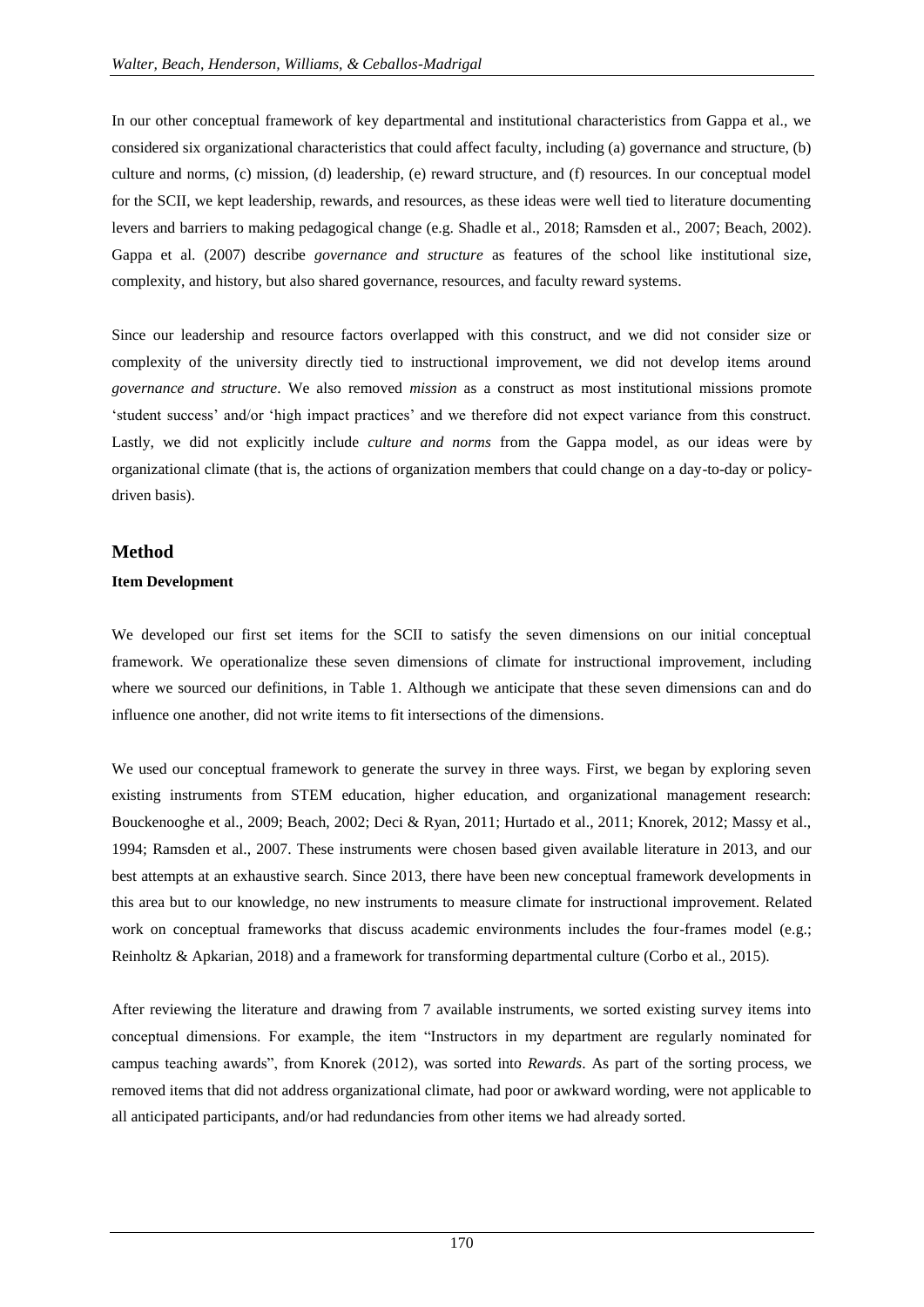In our other conceptual framework of key departmental and institutional characteristics from Gappa et al., we considered six organizational characteristics that could affect faculty, including (a) governance and structure, (b) culture and norms, (c) mission, (d) leadership, (e) reward structure, and (f) resources. In our conceptual model for the SCII, we kept leadership, rewards, and resources, as these ideas were well tied to literature documenting levers and barriers to making pedagogical change (e.g. Shadle et al., 2018; Ramsden et al., 2007; Beach, 2002). Gappa et al. (2007) describe *governance and structure* as features of the school like institutional size, complexity, and history, but also shared governance, resources, and faculty reward systems.

Since our leadership and resource factors overlapped with this construct, and we did not consider size or complexity of the university directly tied to instructional improvement, we did not develop items around *governance and structure*. We also removed *mission* as a construct as most institutional missions promote 'student success' and/or 'high impact practices' and we therefore did not expect variance from this construct. Lastly, we did not explicitly include *culture and norms* from the Gappa model, as our ideas were by organizational climate (that is, the actions of organization members that could change on a day-to-day or policy-driven basis).

## Method

### Item Development

We developed our first set items for the SCII to satisfy the seven dimensions on our initial conceptual framework. We operationalize these seven dimensions of climate for instructional improvement, including where we sourced our definitions, in Table 1. Although we anticipate that these seven dimensions can and do influence one another, did not write items to fit intersections of the dimensions.

We used our conceptual framework to generate the survey in three ways. First, we began by exploring seven existing instruments from STEM education, higher education, and organizational management research: Bouckenooghe et al., 2009; Beach, 2002; Deci & Ryan, 2011; Hurtado et al., 2011; Knorek, 2012; Massy et al., 1994; Ramsden et al., 2007. These instruments were chosen based given available literature in 2013, and our best attempts at an exhaustive search. Since 2013, there have been new conceptual framework developments in this area but to our knowledge, no new instruments to measure climate for instructional improvement. Related work on conceptual frameworks that discuss academic environments includes the four-frames model (e.g.; Reinholtz & Apkarian, 2018) and a framework for transforming departmental culture (Corbo et al., 2015).

After reviewing the literature and drawing from 7 available instruments, we sorted existing survey items into conceptual dimensions. For example, the item "Instructors in my department are regularly nominated for campus teaching awards", from Knorek (2012), was sorted into *Rewards*. As part of the sorting process, we removed items that did not address organizational climate, had poor or awkward wording, were not applicable to all anticipated participants, and/or had redundancies from other items we had already sorted.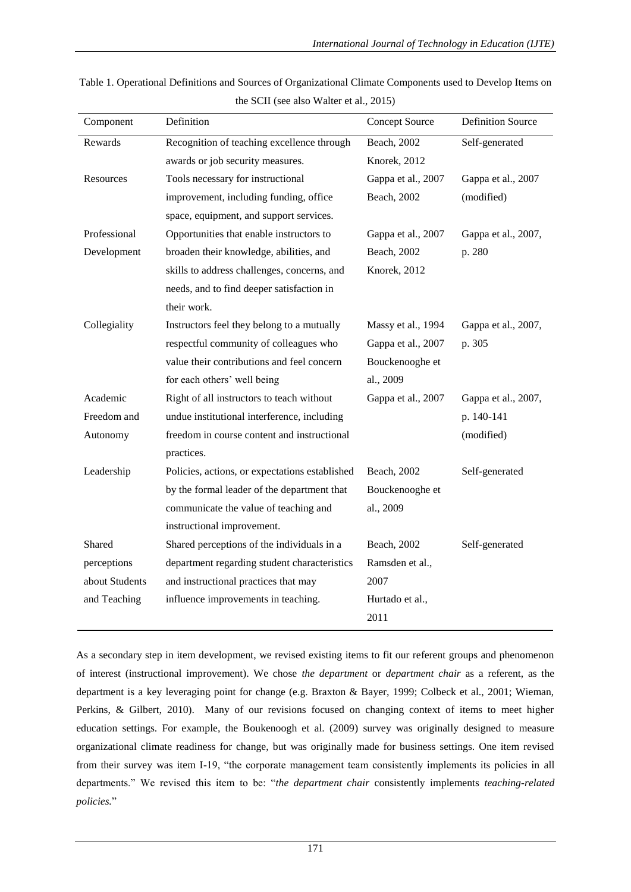Table 1. Operational Definitions and Sources of Organizational Climate Components used to Develop Items on the SCII (see also Walter et al., 2015)

| Component | Definition | Concept Source | Definition Source |
|---|---|---|---|
| Rewards | Recognition of teaching excellence through awards or job security measures. | Beach, 2002 Knorek, 2012 | Self-generated |
| Resources | Tools necessary for instructional improvement, including funding, office space, equipment, and support services. | Gappa et al., 2007 Beach, 2002 | Gappa et al., 2007 (modified) |
| Professional Development | Opportunities that enable instructors to broaden their knowledge, abilities, and skills to address challenges, concerns, and needs, and to find deeper satisfaction in their work. | Gappa et al., 2007 Beach, 2002 Knorek, 2012 | Gappa et al., 2007, p. 280 |
| Collegiality | Instructors feel they belong to a mutually respectful community of colleagues who value their contributions and feel concern for each others' well being | Massy et al., 1994 Gappa et al., 2007 Bouckenooghe et al., 2009 | Gappa et al., 2007, p. 305 |
| Academic Freedom and Autonomy | Right of all instructors to teach without undue institutional interference, including freedom in course content and instructional practices. | Gappa et al., 2007 | Gappa et al., 2007, p. 140-141 (modified) |
| Leadership | Policies, actions, or expectations established by the formal leader of the department that communicate the value of teaching and instructional improvement. | Beach, 2002 Bouckenooghe et al., 2009 | Self-generated |
| Shared perceptions about Students and Teaching | Shared perceptions of the individuals in a department regarding student characteristics and instructional practices that may influence improvements in teaching. | Beach, 2002 Ramsden et al., 2007 Hurtado et al., 2011 | Self-generated |

As a secondary step in item development, we revised existing items to fit our referent groups and phenomenon of interest (instructional improvement). We chose *the department* or *department chair* as a referent, as the department is a key leveraging point for change (e.g. Braxton & Bayer, 1999; Colbeck et al., 2001; Wieman, Perkins, & Gilbert, 2010). Many of our revisions focused on changing context of items to meet higher education settings. For example, the Boukenoogh et al. (2009) survey was originally designed to measure organizational climate readiness for change, but was originally made for business settings. One item revised from their survey was item I-19, "the corporate management team consistently implements its policies in all departments." We revised this item to be: "*the department chair* consistently implements *teaching-related policies.*"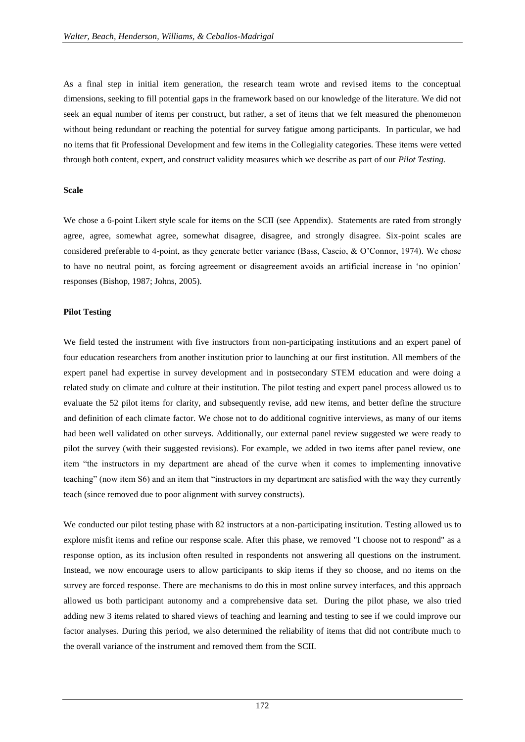As a final step in initial item generation, the research team wrote and revised items to the conceptual dimensions, seeking to fill potential gaps in the framework based on our knowledge of the literature. We did not seek an equal number of items per construct, but rather, a set of items that we felt measured the phenomenon without being redundant or reaching the potential for survey fatigue among participants. In particular, we had no items that fit Professional Development and few items in the Collegiality categories. These items were vetted through both content, expert, and construct validity measures which we describe as part of our *Pilot Testing.*

**Scale**

We chose a 6-point Likert style scale for items on the SCII (see Appendix). Statements are rated from strongly agree, agree, somewhat agree, somewhat disagree, disagree, and strongly disagree. Six-point scales are considered preferable to 4-point, as they generate better variance (Bass, Cascio, & O'Connor, 1974). We chose to have no neutral point, as forcing agreement or disagreement avoids an artificial increase in 'no opinion' responses (Bishop, 1987; Johns, 2005).

**Pilot Testing**

We field tested the instrument with five instructors from non-participating institutions and an expert panel of four education researchers from another institution prior to launching at our first institution. All members of the expert panel had expertise in survey development and in postsecondary STEM education and were doing a related study on climate and culture at their institution. The pilot testing and expert panel process allowed us to evaluate the 52 pilot items for clarity, and subsequently revise, add new items, and better define the structure and definition of each climate factor. We chose not to do additional cognitive interviews, as many of our items had been well validated on other surveys. Additionally, our external panel review suggested we were ready to pilot the survey (with their suggested revisions). For example, we added in two items after panel review, one item "the instructors in my department are ahead of the curve when it comes to implementing innovative teaching" (now item S6) and an item that "instructors in my department are satisfied with the way they currently teach (since removed due to poor alignment with survey constructs).

We conducted our pilot testing phase with 82 instructors at a non-participating institution. Testing allowed us to explore misfit items and refine our response scale. After this phase, we removed "I choose not to respond" as a response option, as its inclusion often resulted in respondents not answering all questions on the instrument. Instead, we now encourage users to allow participants to skip items if they so choose, and no items on the survey are forced response. There are mechanisms to do this in most online survey interfaces, and this approach allowed us both participant autonomy and a comprehensive data set. During the pilot phase, we also tried adding new 3 items related to shared views of teaching and learning and testing to see if we could improve our factor analyses. During this period, we also determined the reliability of items that did not contribute much to the overall variance of the instrument and removed them from the SCII.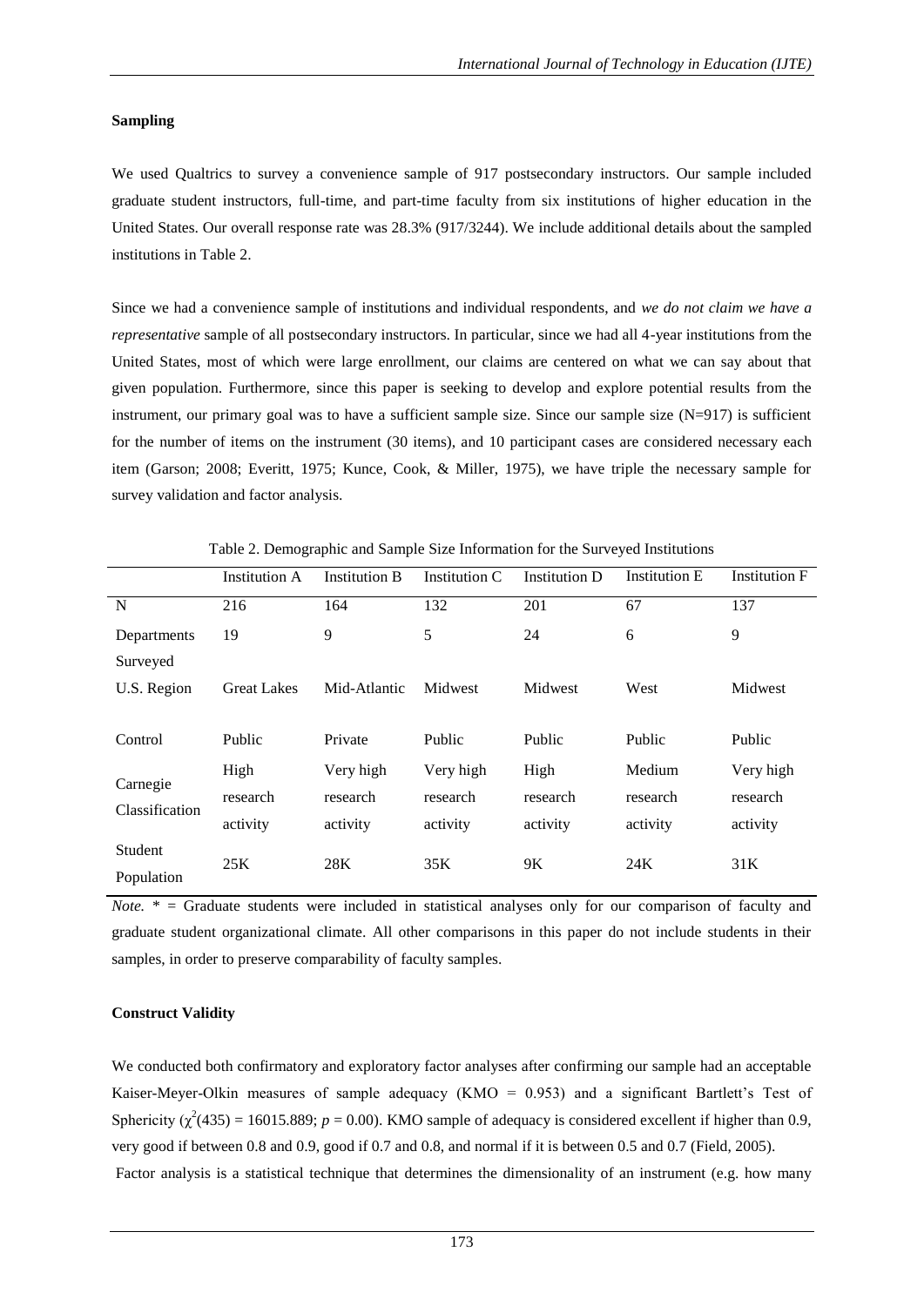### Sampling

We used Qualtrics to survey a convenience sample of 917 postsecondary instructors. Our sample included graduate student instructors, full-time, and part-time faculty from six institutions of higher education in the United States. Our overall response rate was 28.3% (917/3244). We include additional details about the sampled institutions in Table 2.

Since we had a convenience sample of institutions and individual respondents, and *we do not claim we have a representative* sample of all postsecondary instructors. In particular, since we had all 4-year institutions from the United States, most of which were large enrollment, our claims are centered on what we can say about that given population. Furthermore, since this paper is seeking to develop and explore potential results from the instrument, our primary goal was to have a sufficient sample size. Since our sample size (N=917) is sufficient for the number of items on the instrument (30 items), and 10 participant cases are considered necessary each item (Garson; 2008; Everitt, 1975; Kunce, Cook, & Miller, 1975), we have triple the necessary sample for survey validation and factor analysis.

Table 2. Demographic and Sample Size Information for the Surveyed Institutions

| | Institution A | Institution B | Institution C | Institution D | Institution E | Institution F |
|---|---|---|---|---|---|---|
| N | 216 | 164 | 132 | 201 | 67 | 137 |
| Departments Surveyed | 19 | 9 | 5 | 24 | 6 | 9 |
| U.S. Region | Great Lakes | Mid-Atlantic | Midwest | Midwest | West | Midwest |
| Control | Public | Private | Public | Public | Public | Public |
| Carnegie Classification | High research activity | Very high research activity | Very high research activity | High research activity | Medium research activity | Very high research activity |
| Student Population | 25K | 28K | 35K | 9K | 24K | 31K |

*Note.* * = Graduate students were included in statistical analyses only for our comparison of faculty and graduate student organizational climate. All other comparisons in this paper do not include students in their samples, in order to preserve comparability of faculty samples.

### Construct Validity

We conducted both confirmatory and exploratory factor analyses after confirming our sample had an acceptable Kaiser-Meyer-Olkin measures of sample adequacy (KMO = 0.953) and a significant Bartlett's Test of Sphericity ($\chi^2(435) = 16015.889$; $p = 0.00$). KMO sample of adequacy is considered excellent if higher than 0.9, very good if between 0.8 and 0.9, good if 0.7 and 0.8, and normal if it is between 0.5 and 0.7 (Field, 2005).

Factor analysis is a statistical technique that determines the dimensionality of an instrument (e.g. how many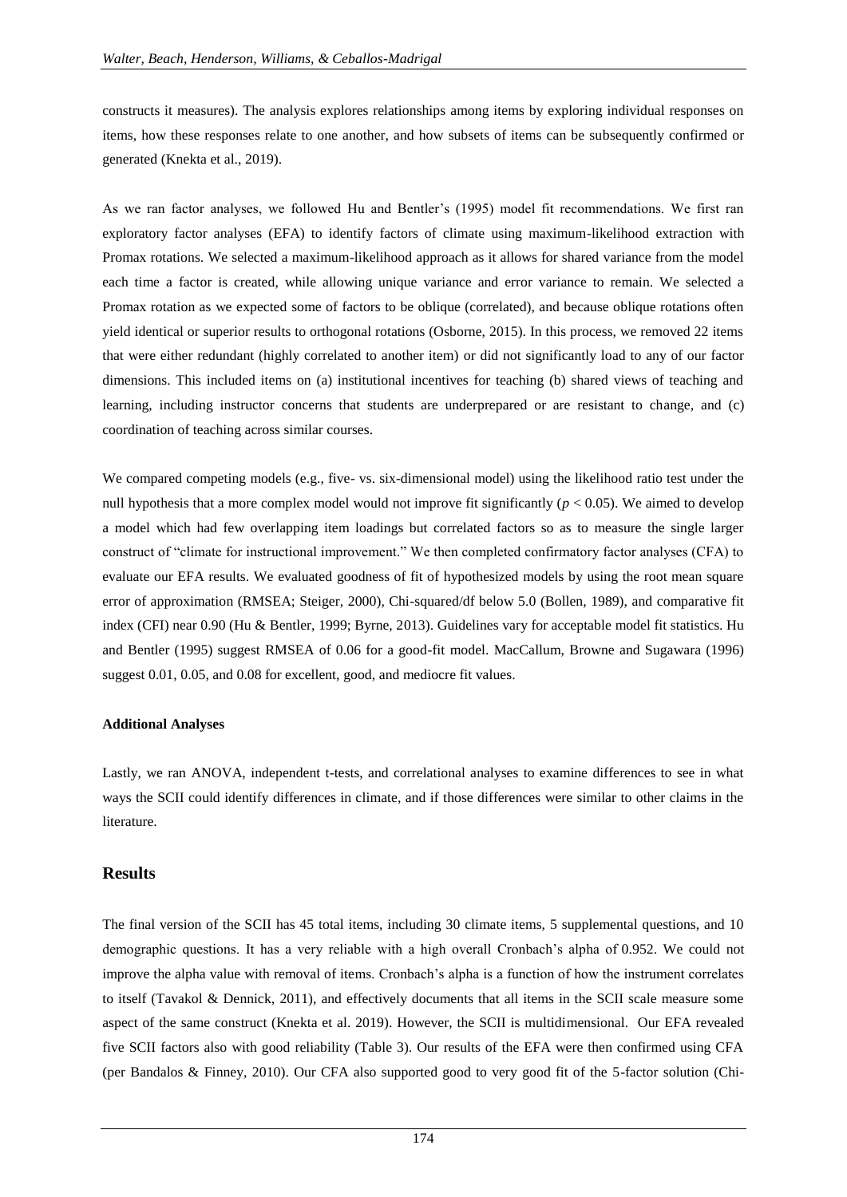constructs it measures). The analysis explores relationships among items by exploring individual responses on items, how these responses relate to one another, and how subsets of items can be subsequently confirmed or generated (Knekta et al., 2019).

As we ran factor analyses, we followed Hu and Bentler's (1995) model fit recommendations. We first ran exploratory factor analyses (EFA) to identify factors of climate using maximum-likelihood extraction with Promax rotations. We selected a maximum-likelihood approach as it allows for shared variance from the model each time a factor is created, while allowing unique variance and error variance to remain. We selected a Promax rotation as we expected some of factors to be oblique (correlated), and because oblique rotations often yield identical or superior results to orthogonal rotations (Osborne, 2015). In this process, we removed 22 items that were either redundant (highly correlated to another item) or did not significantly load to any of our factor dimensions. This included items on (a) institutional incentives for teaching (b) shared views of teaching and learning, including instructor concerns that students are underprepared or are resistant to change, and (c) coordination of teaching across similar courses.

We compared competing models (e.g., five- vs. six-dimensional model) using the likelihood ratio test under the null hypothesis that a more complex model would not improve fit significantly ($p < 0.05$). We aimed to develop a model which had few overlapping item loadings but correlated factors so as to measure the single larger construct of "climate for instructional improvement." We then completed confirmatory factor analyses (CFA) to evaluate our EFA results. We evaluated goodness of fit of hypothesized models by using the root mean square error of approximation (RMSEA; Steiger, 2000), Chi-squared/df below 5.0 (Bollen, 1989), and comparative fit index (CFI) near 0.90 (Hu & Bentler, 1999; Byrne, 2013). Guidelines vary for acceptable model fit statistics. Hu and Bentler (1995) suggest RMSEA of 0.06 for a good-fit model. MacCallum, Browne and Sugawara (1996) suggest 0.01, 0.05, and 0.08 for excellent, good, and mediocre fit values.

#### Additional Analyses

Lastly, we ran ANOVA, independent t-tests, and correlational analyses to examine differences to see in what ways the SCII could identify differences in climate, and if those differences were similar to other claims in the literature.

## Results

The final version of the SCII has 45 total items, including 30 climate items, 5 supplemental questions, and 10 demographic questions. It has a very reliable with a high overall Cronbach's alpha of 0.952. We could not improve the alpha value with removal of items. Cronbach's alpha is a function of how the instrument correlates to itself (Tavakol & Dennick, 2011), and effectively documents that all items in the SCII scale measure some aspect of the same construct (Knekta et al. 2019). However, the SCII is multidimensional. Our EFA revealed five SCII factors also with good reliability (Table 3). Our results of the EFA were then confirmed using CFA (per Bandalos & Finney, 2010). Our CFA also supported good to very good fit of the 5-factor solution (Chi-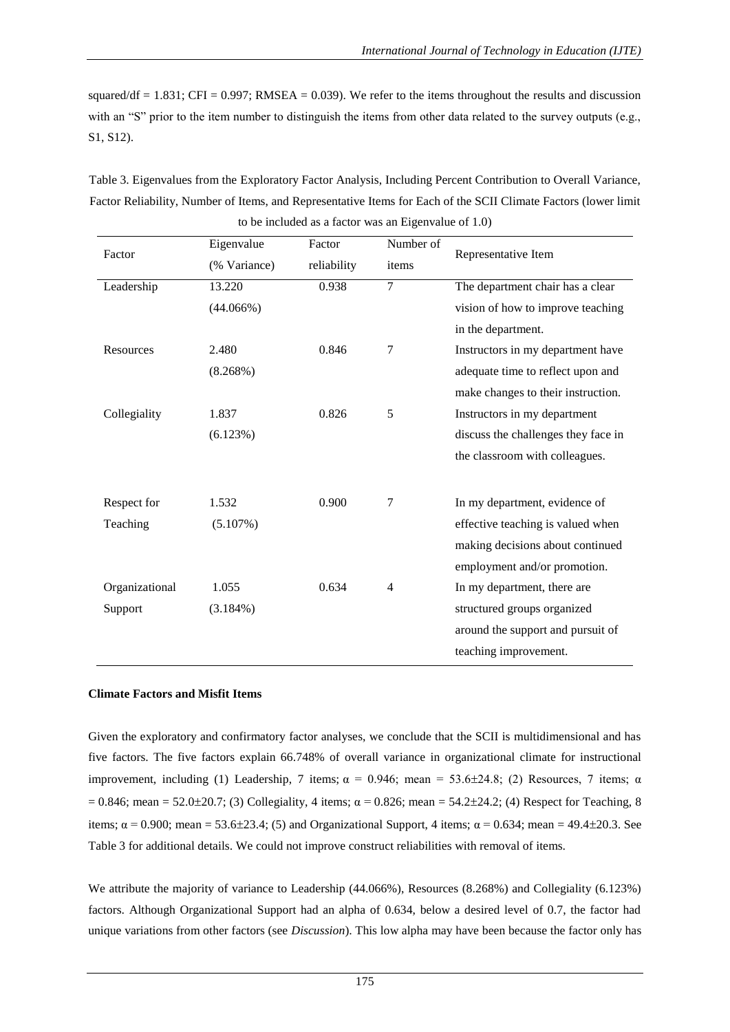squared/df = 1.831; CFI = 0.997; RMSEA = 0.039). We refer to the items throughout the results and discussion with an "S" prior to the item number to distinguish the items from other data related to the survey outputs (e.g., S1, S12).

Table 3. Eigenvalues from the Exploratory Factor Analysis, Including Percent Contribution to Overall Variance, Factor Reliability, Number of Items, and Representative Items for Each of the SCII Climate Factors (lower limit to be included as a factor was an Eigenvalue of 1.0)

| Factor | Eigenvalue (% Variance) | Factor reliability | Number of items | Representative Item |
|---|---|---|---|---|
| Leadership | 13.220 (44.066%) | 0.938 | 7 | The department chair has a clear vision of how to improve teaching in the department. |
| Resources | 2.480 (8.268%) | 0.846 | 7 | Instructors in my department have adequate time to reflect upon and make changes to their instruction. |
| Collegiality | 1.837 (6.123%) | 0.826 | 5 | Instructors in my department discuss the challenges they face in the classroom with colleagues. |
| Respect for Teaching | 1.532 (5.107%) | 0.900 | 7 | In my department, evidence of effective teaching is valued when making decisions about continued employment and/or promotion. |
| Organizational Support | 1.055 (3.184%) | 0.634 | 4 | In my department, there are structured groups organized around the support and pursuit of teaching improvement. |

**Climate Factors and Misfit Items**

Given the exploratory and confirmatory factor analyses, we conclude that the SCII is multidimensional and has five factors. The five factors explain 66.748% of overall variance in organizational climate for instructional improvement, including (1) Leadership, 7 items; $\alpha = 0.946$; mean = 53.6±24.8; (2) Resources, 7 items; $\alpha = 0.846$; mean = 52.0±20.7; (3) Collegiality, 4 items; $\alpha = 0.826$; mean = 54.2±24.2; (4) Respect for Teaching, 8 items; $\alpha = 0.900$; mean = 53.6±23.4; (5) and Organizational Support, 4 items; $\alpha = 0.634$; mean = 49.4±20.3. See Table 3 for additional details. We could not improve construct reliabilities with removal of items.

We attribute the majority of variance to Leadership (44.066%), Resources (8.268%) and Collegiality (6.123%) factors. Although Organizational Support had an alpha of 0.634, below a desired level of 0.7, the factor had unique variations from other factors (see *Discussion*). This low alpha may have been because the factor only has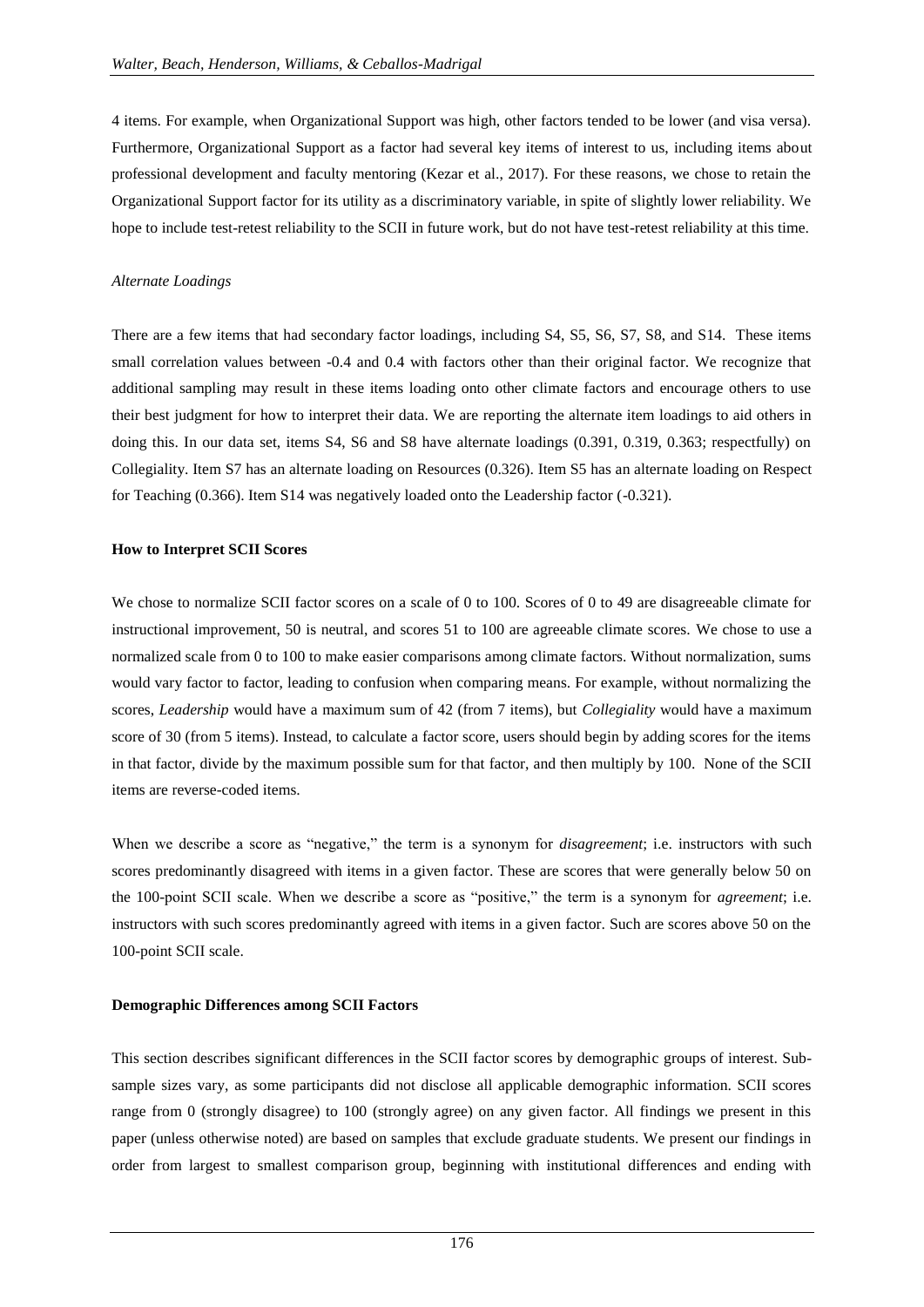4 items. For example, when Organizational Support was high, other factors tended to be lower (and visa versa). Furthermore, Organizational Support as a factor had several key items of interest to us, including items about professional development and faculty mentoring (Kezar et al., 2017). For these reasons, we chose to retain the Organizational Support factor for its utility as a discriminatory variable, in spite of slightly lower reliability. We hope to include test-retest reliability to the SCII in future work, but do not have test-retest reliability at this time.

*Alternate Loadings*

There are a few items that had secondary factor loadings, including S4, S5, S6, S7, S8, and S14. These items small correlation values between -0.4 and 0.4 with factors other than their original factor. We recognize that additional sampling may result in these items loading onto other climate factors and encourage others to use their best judgment for how to interpret their data. We are reporting the alternate item loadings to aid others in doing this. In our data set, items S4, S6 and S8 have alternate loadings (0.391, 0.319, 0.363; respectfully) on Collegiality. Item S7 has an alternate loading on Resources (0.326). Item S5 has an alternate loading on Respect for Teaching (0.366). Item S14 was negatively loaded onto the Leadership factor (-0.321).

**How to Interpret SCII Scores**

We chose to normalize SCII factor scores on a scale of 0 to 100. Scores of 0 to 49 are disagreeable climate for instructional improvement, 50 is neutral, and scores 51 to 100 are agreeable climate scores. We chose to use a normalized scale from 0 to 100 to make easier comparisons among climate factors. Without normalization, sums would vary factor to factor, leading to confusion when comparing means. For example, without normalizing the scores, *Leadership* would have a maximum sum of 42 (from 7 items), but *Collegiality* would have a maximum score of 30 (from 5 items). Instead, to calculate a factor score, users should begin by adding scores for the items in that factor, divide by the maximum possible sum for that factor, and then multiply by 100. None of the SCII items are reverse-coded items.

When we describe a score as "negative," the term is a synonym for *disagreement*; i.e. instructors with such scores predominantly disagreed with items in a given factor. These are scores that were generally below 50 on the 100-point SCII scale. When we describe a score as "positive," the term is a synonym for *agreement*; i.e. instructors with such scores predominantly agreed with items in a given factor. Such are scores above 50 on the 100-point SCII scale.

**Demographic Differences among SCII Factors**

This section describes significant differences in the SCII factor scores by demographic groups of interest. Sub-sample sizes vary, as some participants did not disclose all applicable demographic information. SCII scores range from 0 (strongly disagree) to 100 (strongly agree) on any given factor. All findings we present in this paper (unless otherwise noted) are based on samples that exclude graduate students. We present our findings in order from largest to smallest comparison group, beginning with institutional differences and ending with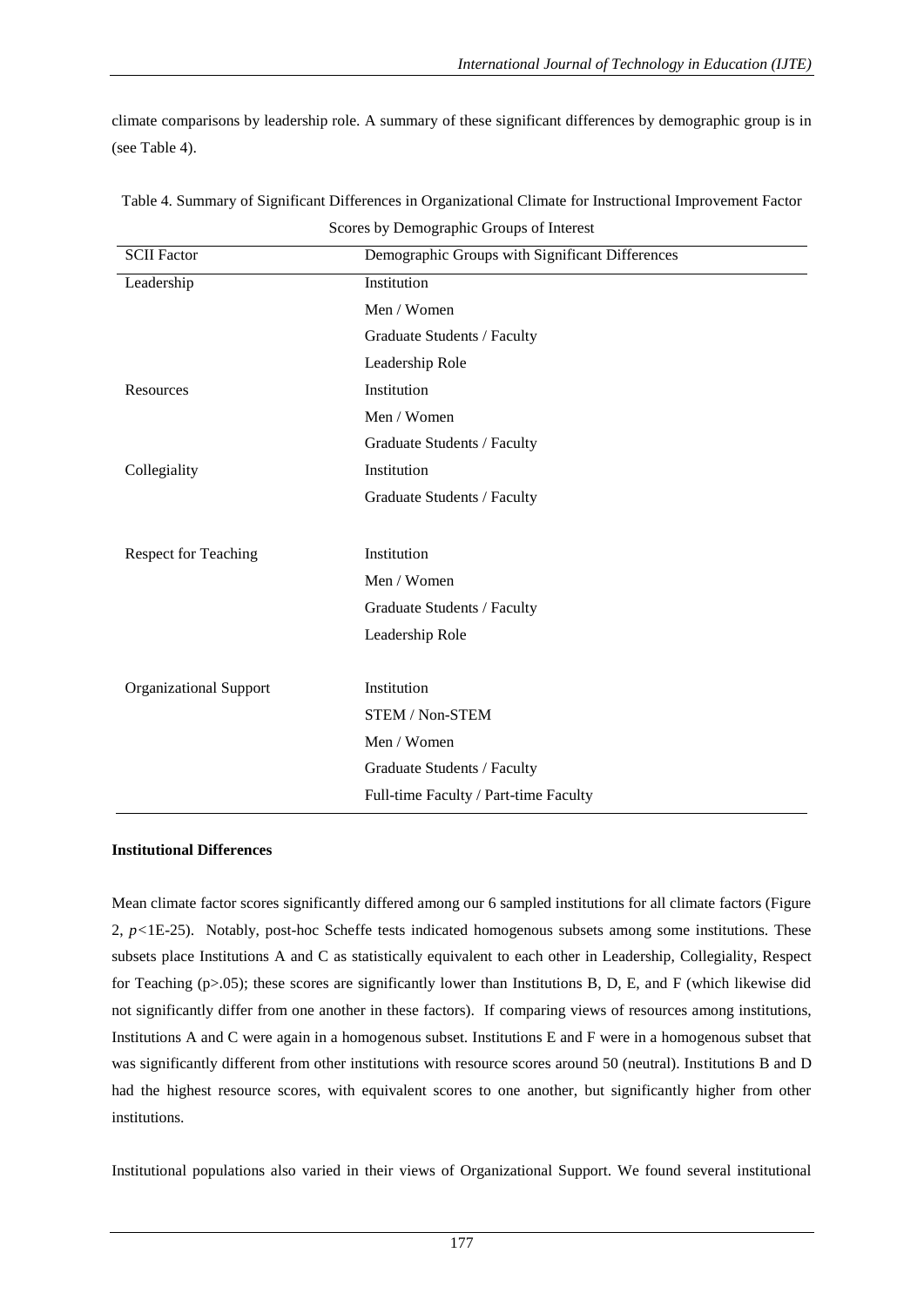climate comparisons by leadership role. A summary of these significant differences by demographic group is in (see Table 4).

Table 4. Summary of Significant Differences in Organizational Climate for Instructional Improvement Factor Scores by Demographic Groups of Interest

| SCII Factor | Demographic Groups with Significant Differences |
|---|---|
| Leadership | Institution |
| | Men / Women |
| | Graduate Students / Faculty |
| | Leadership Role |
| Resources | Institution |
| | Men / Women |
| | Graduate Students / Faculty |
| Collegiality | Institution |
| | Graduate Students / Faculty |
| Respect for Teaching | Institution |
| | Men / Women |
| | Graduate Students / Faculty |
| | Leadership Role |
| Organizational Support | Institution |
| | STEM / Non-STEM |
| | Men / Women |
| | Graduate Students / Faculty |
| | Full-time Faculty / Part-time Faculty |

**Institutional Differences**

Mean climate factor scores significantly differed among our 6 sampled institutions for all climate factors (Figure 2, $p$<1E-25). Notably, post-hoc Scheffe tests indicated homogenous subsets among some institutions. These subsets place Institutions A and C as statistically equivalent to each other in Leadership, Collegiality, Respect for Teaching (p>.05); these scores are significantly lower than Institutions B, D, E, and F (which likewise did not significantly differ from one another in these factors). If comparing views of resources among institutions, Institutions A and C were again in a homogenous subset. Institutions E and F were in a homogenous subset that was significantly different from other institutions with resource scores around 50 (neutral). Institutions B and D had the highest resource scores, with equivalent scores to one another, but significantly higher from other institutions.

Institutional populations also varied in their views of Organizational Support. We found several institutional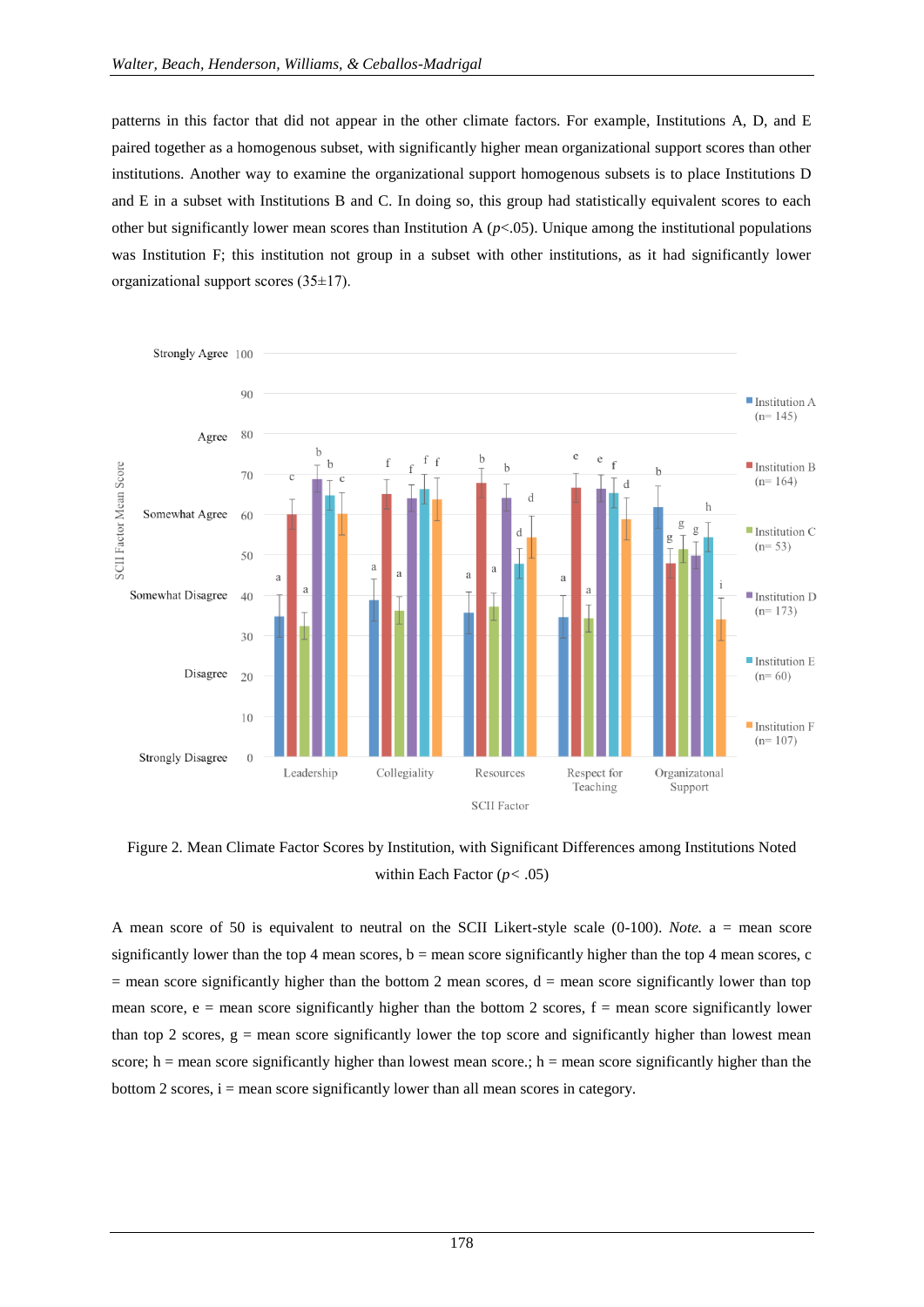patterns in this factor that did not appear in the other climate factors. For example, Institutions A, D, and E paired together as a homogenous subset, with significantly higher mean organizational support scores than other institutions. Another way to examine the organizational support homogenous subsets is to place Institutions D and E in a subset with Institutions B and C. In doing so, this group had statistically equivalent scores to each other but significantly lower mean scores than Institution A ($p<.05$). Unique among the institutional populations was Institution F; this institution not group in a subset with other institutions, as it had significantly lower organizational support scores (35±17).

Figure 2. Mean Climate Factor Scores by Institution, with Significant Differences among Institutions Noted within Each Factor ($p< .05$)

A mean score of 50 is equivalent to neutral on the SCII Likert-style scale (0-100). *Note.* a = mean score significantly lower than the top 4 mean scores, b = mean score significantly higher than the top 4 mean scores, c = mean score significantly higher than the bottom 2 mean scores, d = mean score significantly lower than top mean score, e = mean score significantly higher than the bottom 2 scores, f = mean score significantly lower than top 2 scores, g = mean score significantly lower the top score and significantly higher than lowest mean score; h = mean score significantly higher than lowest mean score.; h = mean score significantly higher than the bottom 2 scores, i = mean score significantly lower than all mean scores in category.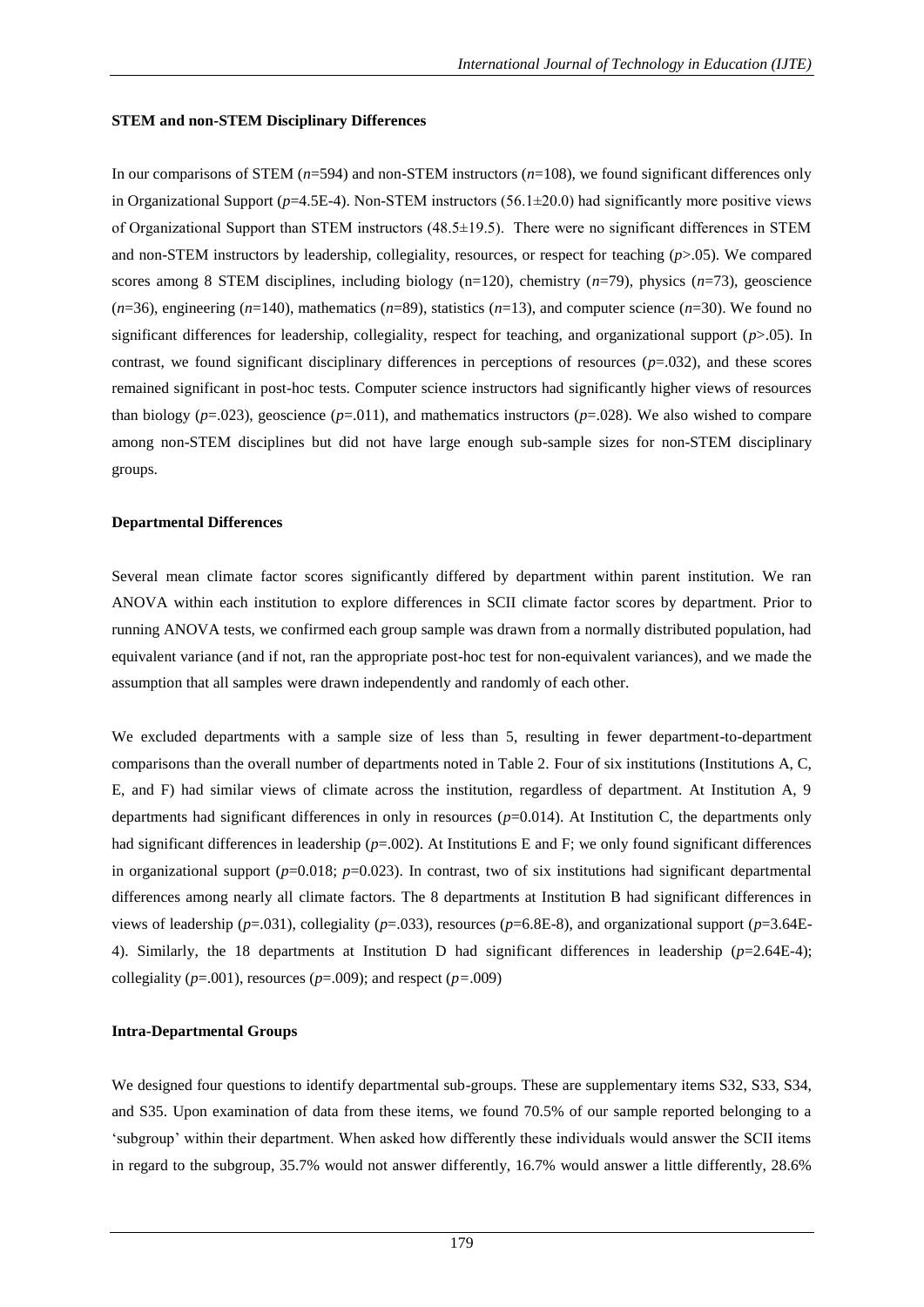### STEM and non-STEM Disciplinary Differences

In our comparisons of STEM ($n$=594) and non-STEM instructors ($n$=108), we found significant differences only in Organizational Support ($p$=4.5E-4). Non-STEM instructors (56.1±20.0) had significantly more positive views of Organizational Support than STEM instructors (48.5±19.5). There were no significant differences in STEM and non-STEM instructors by leadership, collegiality, resources, or respect for teaching ($p$>.05). We compared scores among 8 STEM disciplines, including biology (n=120), chemistry ($n$=79), physics ($n$=73), geoscience ($n$=36), engineering ($n$=140), mathematics ($n$=89), statistics ($n$=13), and computer science ($n$=30). We found no significant differences for leadership, collegiality, respect for teaching, and organizational support ($p$>.05). In contrast, we found significant disciplinary differences in perceptions of resources ($p$=.032), and these scores remained significant in post-hoc tests. Computer science instructors had significantly higher views of resources than biology ($p$=.023), geoscience ($p$=.011), and mathematics instructors ($p$=.028). We also wished to compare among non-STEM disciplines but did not have large enough sub-sample sizes for non-STEM disciplinary groups.

### Departmental Differences

Several mean climate factor scores significantly differed by department within parent institution. We ran ANOVA within each institution to explore differences in SCII climate factor scores by department. Prior to running ANOVA tests, we confirmed each group sample was drawn from a normally distributed population, had equivalent variance (and if not, ran the appropriate post-hoc test for non-equivalent variances), and we made the assumption that all samples were drawn independently and randomly of each other.

We excluded departments with a sample size of less than 5, resulting in fewer department-to-department comparisons than the overall number of departments noted in Table 2. Four of six institutions (Institutions A, C, E, and F) had similar views of climate across the institution, regardless of department. At Institution A, 9 departments had significant differences in only in resources ($p$=0.014). At Institution C, the departments only had significant differences in leadership ($p$=.002). At Institutions E and F; we only found significant differences in organizational support ($p$=0.018; $p$=0.023). In contrast, two of six institutions had significant departmental differences among nearly all climate factors. The 8 departments at Institution B had significant differences in views of leadership ($p$=.031), collegiality ($p$=.033), resources ($p$=6.8E-8), and organizational support ($p$=3.64E-4). Similarly, the 18 departments at Institution D had significant differences in leadership ($p$=2.64E-4); collegiality ($p$=.001), resources ($p$=.009); and respect ($p$=.009)

### Intra-Departmental Groups

We designed four questions to identify departmental sub-groups. These are supplementary items S32, S33, S34, and S35. Upon examination of data from these items, we found 70.5% of our sample reported belonging to a 'subgroup' within their department. When asked how differently these individuals would answer the SCII items in regard to the subgroup, 35.7% would not answer differently, 16.7% would answer a little differently, 28.6%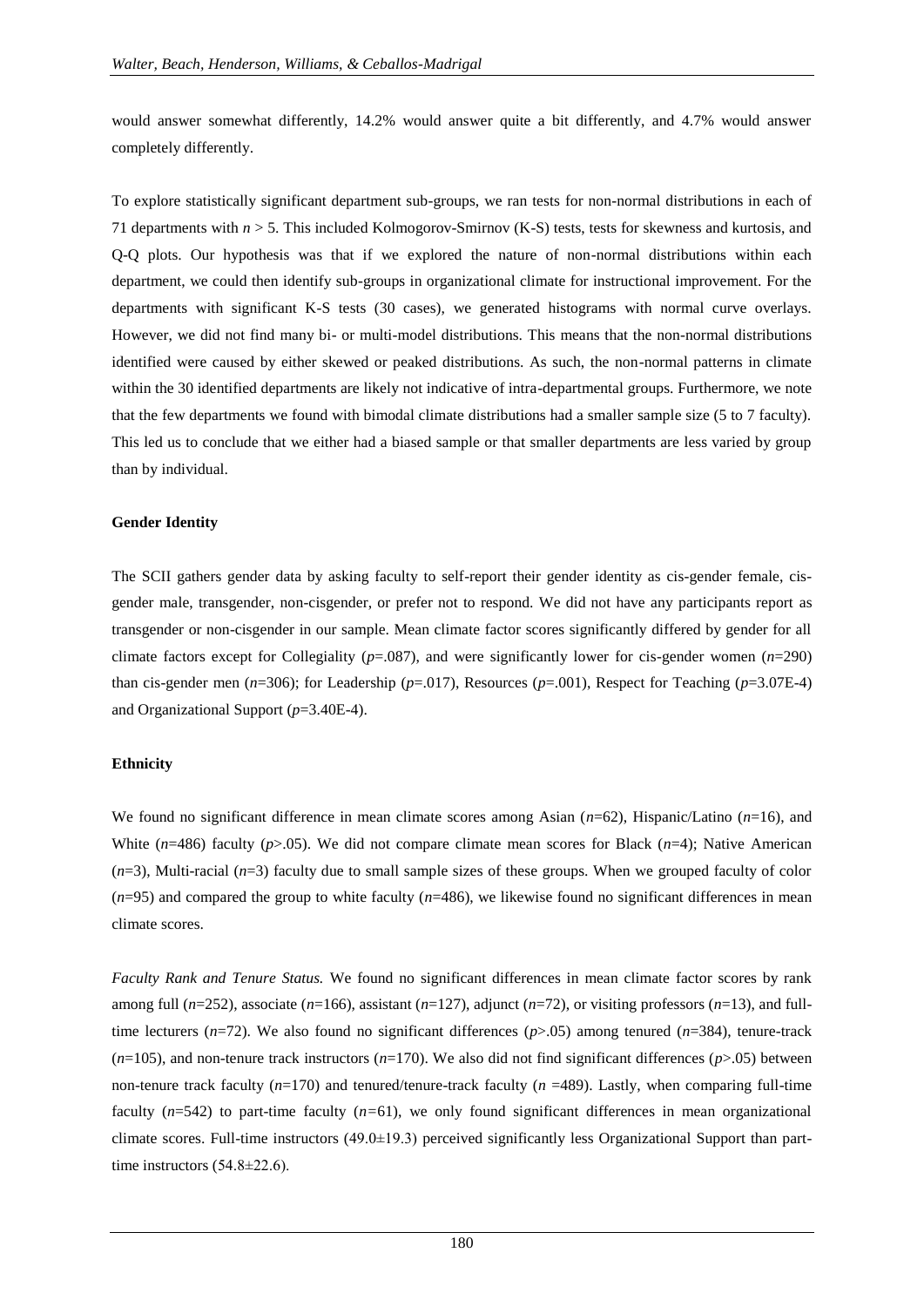would answer somewhat differently, 14.2% would answer quite a bit differently, and 4.7% would answer completely differently.

To explore statistically significant department sub-groups, we ran tests for non-normal distributions in each of 71 departments with $n > 5$. This included Kolmogorov-Smirnov (K-S) tests, tests for skewness and kurtosis, and Q-Q plots. Our hypothesis was that if we explored the nature of non-normal distributions within each department, we could then identify sub-groups in organizational climate for instructional improvement. For the departments with significant K-S tests (30 cases), we generated histograms with normal curve overlays. However, we did not find many bi- or multi-model distributions. This means that the non-normal distributions identified were caused by either skewed or peaked distributions. As such, the non-normal patterns in climate within the 30 identified departments are likely not indicative of intra-departmental groups. Furthermore, we note that the few departments we found with bimodal climate distributions had a smaller sample size (5 to 7 faculty). This led us to conclude that we either had a biased sample or that smaller departments are less varied by group than by individual.

**Gender Identity**

The SCII gathers gender data by asking faculty to self-report their gender identity as cis-gender female, cis-gender male, transgender, non-cisgender, or prefer not to respond. We did not have any participants report as transgender or non-cisgender in our sample. Mean climate factor scores significantly differed by gender for all climate factors except for Collegiality ($p$=.087), and were significantly lower for cis-gender women ($n$=290) than cis-gender men ($n$=306); for Leadership ($p$=.017), Resources ($p$=.001), Respect for Teaching ($p$=3.07E-4) and Organizational Support ($p$=3.40E-4).

**Ethnicity**

We found no significant difference in mean climate scores among Asian ($n$=62), Hispanic/Latino ($n$=16), and White ($n$=486) faculty ($p$>.05). We did not compare climate mean scores for Black ($n$=4); Native American ($n$=3), Multi-racial ($n$=3) faculty due to small sample sizes of these groups. When we grouped faculty of color ($n$=95) and compared the group to white faculty ($n$=486), we likewise found no significant differences in mean climate scores.

*Faculty Rank and Tenure Status.* We found no significant differences in mean climate factor scores by rank among full ($n$=252), associate ($n$=166), assistant ($n$=127), adjunct ($n$=72), or visiting professors ($n$=13), and full-time lecturers ($n$=72). We also found no significant differences ($p$>.05) among tenured ($n$=384), tenure-track ($n$=105), and non-tenure track instructors ($n$=170). We also did not find significant differences ($p$>.05) between non-tenure track faculty ($n$=170) and tenured/tenure-track faculty ($n$ =489). Lastly, when comparing full-time faculty ($n$=542) to part-time faculty ($n$=61), we only found significant differences in mean organizational climate scores. Full-time instructors (49.0±19.3) perceived significantly less Organizational Support than part-time instructors (54.8±22.6).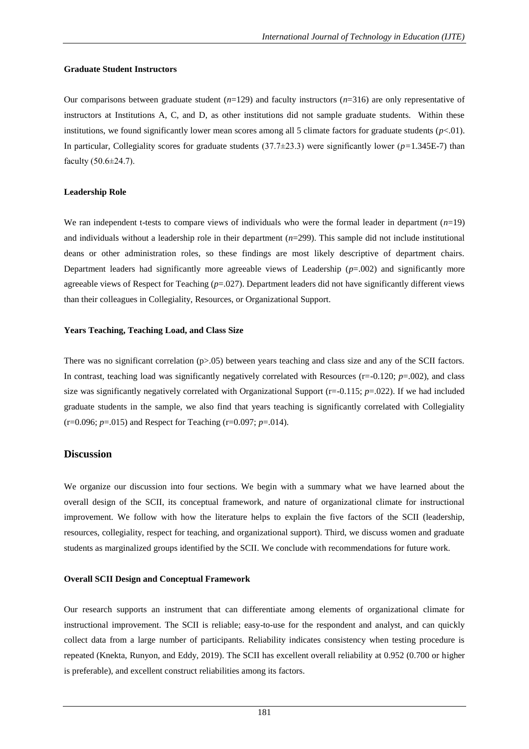### Graduate Student Instructors

Our comparisons between graduate student ($n$=129) and faculty instructors ($n$=316) are only representative of instructors at Institutions A, C, and D, as other institutions did not sample graduate students. Within these institutions, we found significantly lower mean scores among all 5 climate factors for graduate students ($p$<.01). In particular, Collegiality scores for graduate students (37.7±23.3) were significantly lower ($p$=1.345E-7) than faculty (50.6±24.7).

### Leadership Role

We ran independent t-tests to compare views of individuals who were the formal leader in department ($n$=19) and individuals without a leadership role in their department ($n$=299). This sample did not include institutional deans or other administration roles, so these findings are most likely descriptive of department chairs. Department leaders had significantly more agreeable views of Leadership ($p$=.002) and significantly more agreeable views of Respect for Teaching ($p$=.027). Department leaders did not have significantly different views than their colleagues in Collegiality, Resources, or Organizational Support.

### Years Teaching, Teaching Load, and Class Size

There was no significant correlation (p>.05) between years teaching and class size and any of the SCII factors. In contrast, teaching load was significantly negatively correlated with Resources (r=-0.120; $p$=.002), and class size was significantly negatively correlated with Organizational Support (r=-0.115; $p$=.022). If we had included graduate students in the sample, we also find that years teaching is significantly correlated with Collegiality (r=0.096; $p$=.015) and Respect for Teaching (r=0.097; $p$=.014).

## Discussion

We organize our discussion into four sections. We begin with a summary what we have learned about the overall design of the SCII, its conceptual framework, and nature of organizational climate for instructional improvement. We follow with how the literature helps to explain the five factors of the SCII (leadership, resources, collegiality, respect for teaching, and organizational support). Third, we discuss women and graduate students as marginalized groups identified by the SCII. We conclude with recommendations for future work.

### Overall SCII Design and Conceptual Framework

Our research supports an instrument that can differentiate among elements of organizational climate for instructional improvement. The SCII is reliable; easy-to-use for the respondent and analyst, and can quickly collect data from a large number of participants. Reliability indicates consistency when testing procedure is repeated (Knekta, Runyon, and Eddy, 2019). The SCII has excellent overall reliability at 0.952 (0.700 or higher is preferable), and excellent construct reliabilities among its factors.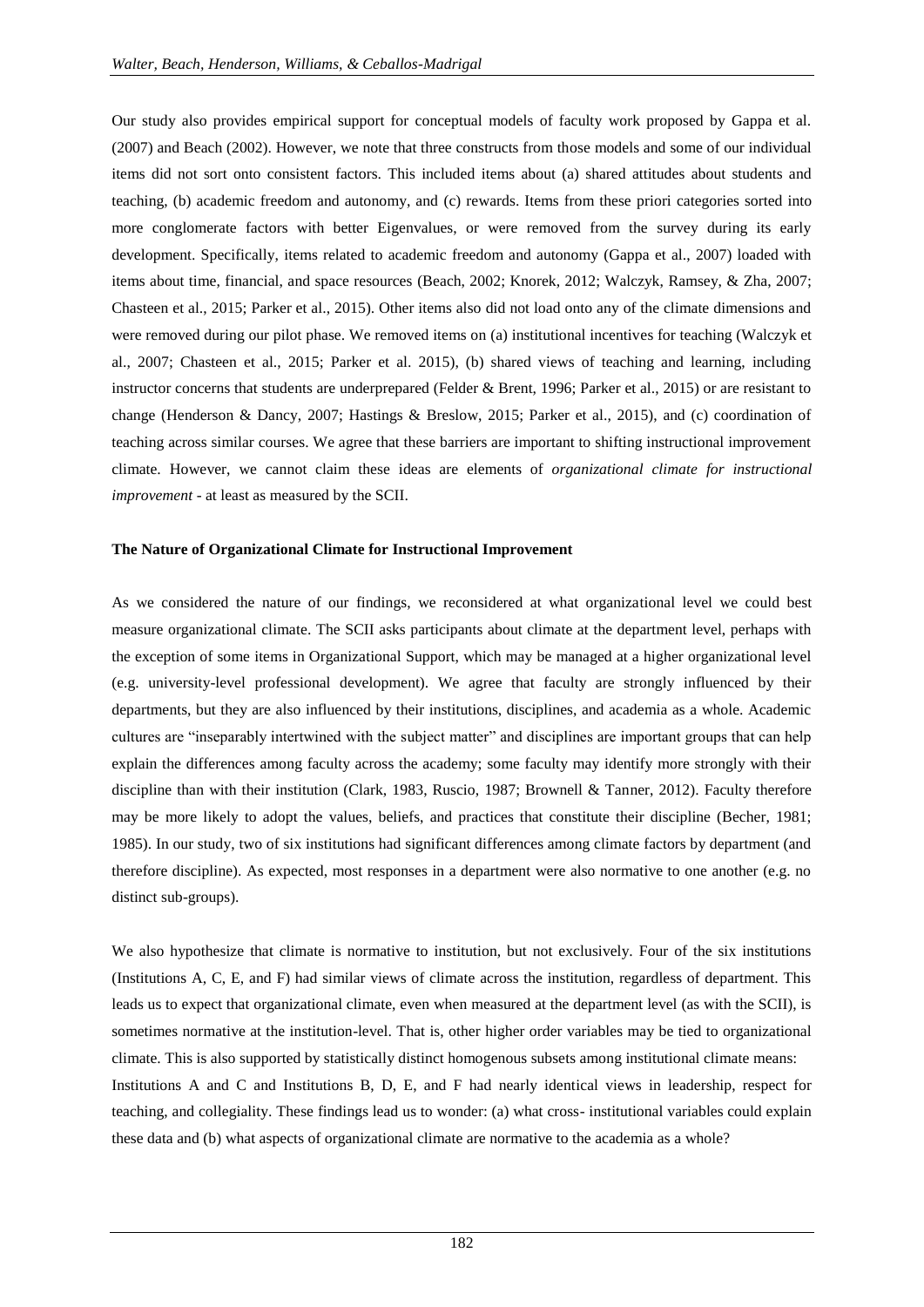Our study also provides empirical support for conceptual models of faculty work proposed by Gappa et al. (2007) and Beach (2002). However, we note that three constructs from those models and some of our individual items did not sort onto consistent factors. This included items about (a) shared attitudes about students and teaching, (b) academic freedom and autonomy, and (c) rewards. Items from these priori categories sorted into more conglomerate factors with better Eigenvalues, or were removed from the survey during its early development. Specifically, items related to academic freedom and autonomy (Gappa et al., 2007) loaded with items about time, financial, and space resources (Beach, 2002; Knorek, 2012; Walczyk, Ramsey, & Zha, 2007; Chasteen et al., 2015; Parker et al., 2015). Other items also did not load onto any of the climate dimensions and were removed during our pilot phase. We removed items on (a) institutional incentives for teaching (Walczyk et al., 2007; Chasteen et al., 2015; Parker et al. 2015), (b) shared views of teaching and learning, including instructor concerns that students are underprepared (Felder & Brent, 1996; Parker et al., 2015) or are resistant to change (Henderson & Dancy, 2007; Hastings & Breslow, 2015; Parker et al., 2015), and (c) coordination of teaching across similar courses. We agree that these barriers are important to shifting instructional improvement climate. However, we cannot claim these ideas are elements of *organizational climate for instructional improvement* - at least as measured by the SCII.

**The Nature of Organizational Climate for Instructional Improvement**

As we considered the nature of our findings, we reconsidered at what organizational level we could best measure organizational climate. The SCII asks participants about climate at the department level, perhaps with the exception of some items in Organizational Support, which may be managed at a higher organizational level (e.g. university-level professional development). We agree that faculty are strongly influenced by their departments, but they are also influenced by their institutions, disciplines, and academia as a whole. Academic cultures are "inseparably intertwined with the subject matter" and disciplines are important groups that can help explain the differences among faculty across the academy; some faculty may identify more strongly with their discipline than with their institution (Clark, 1983, Ruscio, 1987; Brownell & Tanner, 2012). Faculty therefore may be more likely to adopt the values, beliefs, and practices that constitute their discipline (Becher, 1981; 1985). In our study, two of six institutions had significant differences among climate factors by department (and therefore discipline). As expected, most responses in a department were also normative to one another (e.g. no distinct sub-groups).

We also hypothesize that climate is normative to institution, but not exclusively. Four of the six institutions (Institutions A, C, E, and F) had similar views of climate across the institution, regardless of department. This leads us to expect that organizational climate, even when measured at the department level (as with the SCII), is sometimes normative at the institution-level. That is, other higher order variables may be tied to organizational climate. This is also supported by statistically distinct homogenous subsets among institutional climate means: Institutions A and C and Institutions B, D, E, and F had nearly identical views in leadership, respect for teaching, and collegiality. These findings lead us to wonder: (a) what cross- institutional variables could explain these data and (b) what aspects of organizational climate are normative to the academia as a whole?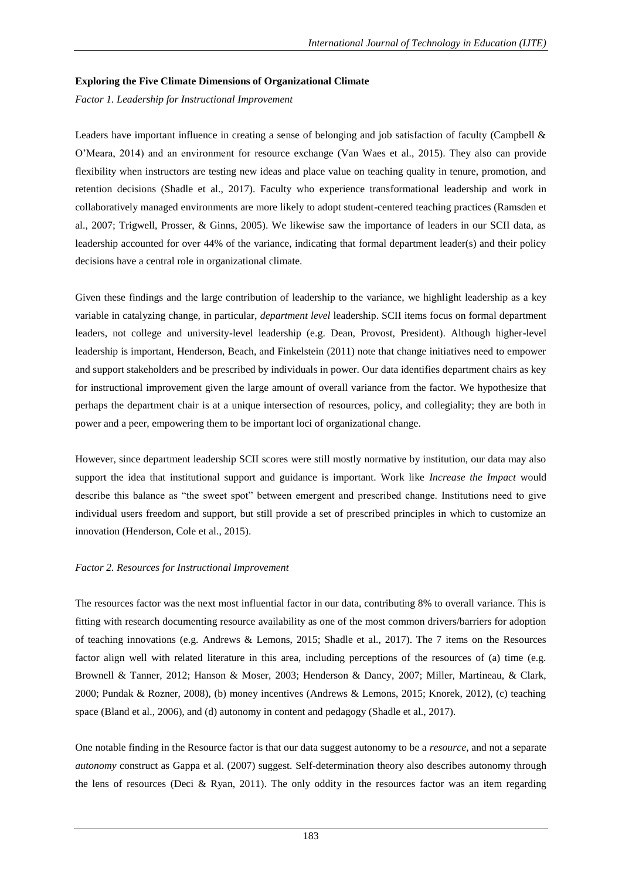**Exploring the Five Climate Dimensions of Organizational Climate**

*Factor 1. Leadership for Instructional Improvement*

Leaders have important influence in creating a sense of belonging and job satisfaction of faculty (Campbell & O'Meara, 2014) and an environment for resource exchange (Van Waes et al., 2015). They also can provide flexibility when instructors are testing new ideas and place value on teaching quality in tenure, promotion, and retention decisions (Shadle et al., 2017). Faculty who experience transformational leadership and work in collaboratively managed environments are more likely to adopt student-centered teaching practices (Ramsden et al., 2007; Trigwell, Prosser, & Ginns, 2005). We likewise saw the importance of leaders in our SCII data, as leadership accounted for over 44% of the variance, indicating that formal department leader(s) and their policy decisions have a central role in organizational climate.

Given these findings and the large contribution of leadership to the variance, we highlight leadership as a key variable in catalyzing change, in particular, *department level* leadership. SCII items focus on formal department leaders, not college and university-level leadership (e.g. Dean, Provost, President). Although higher-level leadership is important, Henderson, Beach, and Finkelstein (2011) note that change initiatives need to empower and support stakeholders and be prescribed by individuals in power. Our data identifies department chairs as key for instructional improvement given the large amount of overall variance from the factor. We hypothesize that perhaps the department chair is at a unique intersection of resources, policy, and collegiality; they are both in power and a peer, empowering them to be important loci of organizational change.

However, since department leadership SCII scores were still mostly normative by institution, our data may also support the idea that institutional support and guidance is important. Work like *Increase the Impact* would describe this balance as "the sweet spot" between emergent and prescribed change. Institutions need to give individual users freedom and support, but still provide a set of prescribed principles in which to customize an innovation (Henderson, Cole et al., 2015).

*Factor 2. Resources for Instructional Improvement*

The resources factor was the next most influential factor in our data, contributing 8% to overall variance. This is fitting with research documenting resource availability as one of the most common drivers/barriers for adoption of teaching innovations (e.g. Andrews & Lemons, 2015; Shadle et al., 2017). The 7 items on the Resources factor align well with related literature in this area, including perceptions of the resources of (a) time (e.g. Brownell & Tanner, 2012; Hanson & Moser, 2003; Henderson & Dancy, 2007; Miller, Martineau, & Clark, 2000; Pundak & Rozner, 2008), (b) money incentives (Andrews & Lemons, 2015; Knorek, 2012), (c) teaching space (Bland et al., 2006), and (d) autonomy in content and pedagogy (Shadle et al., 2017).

One notable finding in the Resource factor is that our data suggest autonomy to be a *resource,* and not a separate *autonomy* construct as Gappa et al. (2007) suggest. Self-determination theory also describes autonomy through the lens of resources (Deci & Ryan, 2011). The only oddity in the resources factor was an item regarding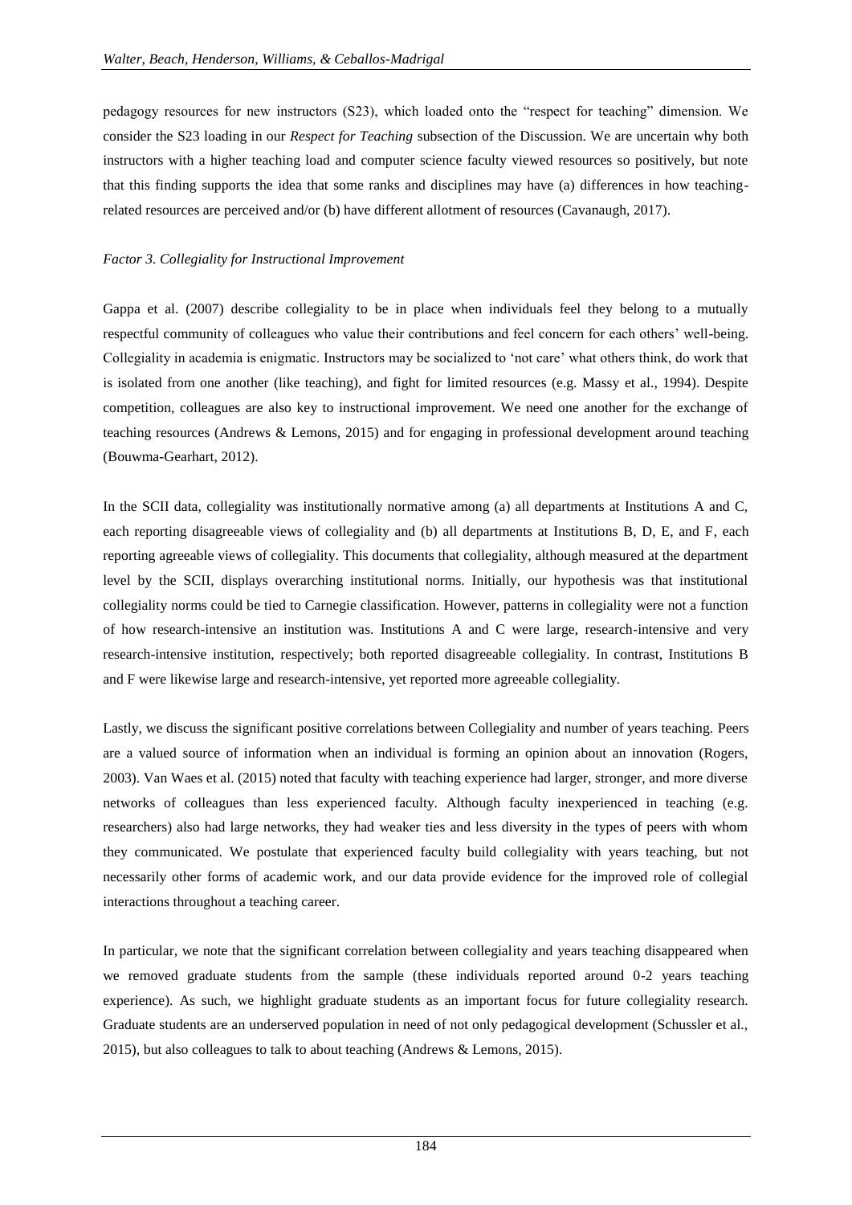pedagogy resources for new instructors (S23), which loaded onto the "respect for teaching" dimension. We consider the S23 loading in our *Respect for Teaching* subsection of the Discussion. We are uncertain why both instructors with a higher teaching load and computer science faculty viewed resources so positively, but note that this finding supports the idea that some ranks and disciplines may have (a) differences in how teaching-related resources are perceived and/or (b) have different allotment of resources (Cavanaugh, 2017).

### *Factor 3. Collegiality for Instructional Improvement*

Gappa et al. (2007) describe collegiality to be in place when individuals feel they belong to a mutually respectful community of colleagues who value their contributions and feel concern for each others' well-being. Collegiality in academia is enigmatic. Instructors may be socialized to 'not care' what others think, do work that is isolated from one another (like teaching), and fight for limited resources (e.g. Massy et al., 1994). Despite competition, colleagues are also key to instructional improvement. We need one another for the exchange of teaching resources (Andrews & Lemons, 2015) and for engaging in professional development around teaching (Bouwma-Gearhart, 2012).

In the SCII data, collegiality was institutionally normative among (a) all departments at Institutions A and C, each reporting disagreeable views of collegiality and (b) all departments at Institutions B, D, E, and F, each reporting agreeable views of collegiality. This documents that collegiality, although measured at the department level by the SCII, displays overarching institutional norms. Initially, our hypothesis was that institutional collegiality norms could be tied to Carnegie classification. However, patterns in collegiality were not a function of how research-intensive an institution was. Institutions A and C were large, research-intensive and very research-intensive institution, respectively; both reported disagreeable collegiality. In contrast, Institutions B and F were likewise large and research-intensive, yet reported more agreeable collegiality.

Lastly, we discuss the significant positive correlations between Collegiality and number of years teaching. Peers are a valued source of information when an individual is forming an opinion about an innovation (Rogers, 2003). Van Waes et al. (2015) noted that faculty with teaching experience had larger, stronger, and more diverse networks of colleagues than less experienced faculty. Although faculty inexperienced in teaching (e.g. researchers) also had large networks, they had weaker ties and less diversity in the types of peers with whom they communicated. We postulate that experienced faculty build collegiality with years teaching, but not necessarily other forms of academic work, and our data provide evidence for the improved role of collegial interactions throughout a teaching career.

In particular, we note that the significant correlation between collegiality and years teaching disappeared when we removed graduate students from the sample (these individuals reported around 0-2 years teaching experience). As such, we highlight graduate students as an important focus for future collegiality research. Graduate students are an underserved population in need of not only pedagogical development (Schussler et al., 2015), but also colleagues to talk to about teaching (Andrews & Lemons, 2015).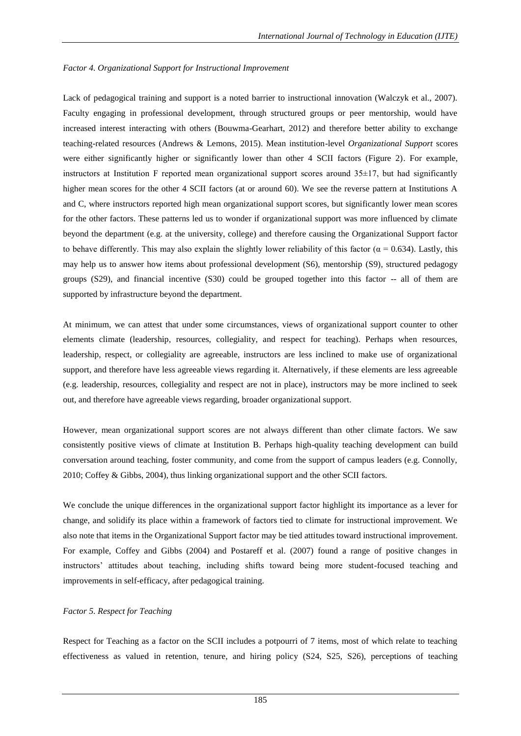*Factor 4. Organizational Support for Instructional Improvement*

Lack of pedagogical training and support is a noted barrier to instructional innovation (Walczyk et al., 2007). Faculty engaging in professional development, through structured groups or peer mentorship, would have increased interest interacting with others (Bouwma-Gearhart, 2012) and therefore better ability to exchange teaching-related resources (Andrews & Lemons, 2015). Mean institution-level *Organizational Support* scores were either significantly higher or significantly lower than other 4 SCII factors (Figure 2). For example, instructors at Institution F reported mean organizational support scores around $35\pm17$, but had significantly higher mean scores for the other 4 SCII factors (at or around 60). We see the reverse pattern at Institutions A and C, where instructors reported high mean organizational support scores, but significantly lower mean scores for the other factors. These patterns led us to wonder if organizational support was more influenced by climate beyond the department (e.g. at the university, college) and therefore causing the Organizational Support factor to behave differently. This may also explain the slightly lower reliability of this factor ($\alpha = 0.634$). Lastly, this may help us to answer how items about professional development (S6), mentorship (S9), structured pedagogy groups (S29), and financial incentive (S30) could be grouped together into this factor -- all of them are supported by infrastructure beyond the department.

At minimum, we can attest that under some circumstances, views of organizational support counter to other elements climate (leadership, resources, collegiality, and respect for teaching). Perhaps when resources, leadership, respect, or collegiality are agreeable, instructors are less inclined to make use of organizational support, and therefore have less agreeable views regarding it. Alternatively, if these elements are less agreeable (e.g. leadership, resources, collegiality and respect are not in place), instructors may be more inclined to seek out, and therefore have agreeable views regarding, broader organizational support.

However, mean organizational support scores are not always different than other climate factors. We saw consistently positive views of climate at Institution B. Perhaps high-quality teaching development can build conversation around teaching, foster community, and come from the support of campus leaders (e.g. Connolly, 2010; Coffey & Gibbs, 2004), thus linking organizational support and the other SCII factors.

We conclude the unique differences in the organizational support factor highlight its importance as a lever for change, and solidify its place within a framework of factors tied to climate for instructional improvement. We also note that items in the Organizational Support factor may be tied attitudes toward instructional improvement. For example, Coffey and Gibbs (2004) and Postareff et al. (2007) found a range of positive changes in instructors' attitudes about teaching, including shifts toward being more student-focused teaching and improvements in self-efficacy, after pedagogical training.

*Factor 5. Respect for Teaching*

Respect for Teaching as a factor on the SCII includes a potpourri of 7 items, most of which relate to teaching effectiveness as valued in retention, tenure, and hiring policy (S24, S25, S26), perceptions of teaching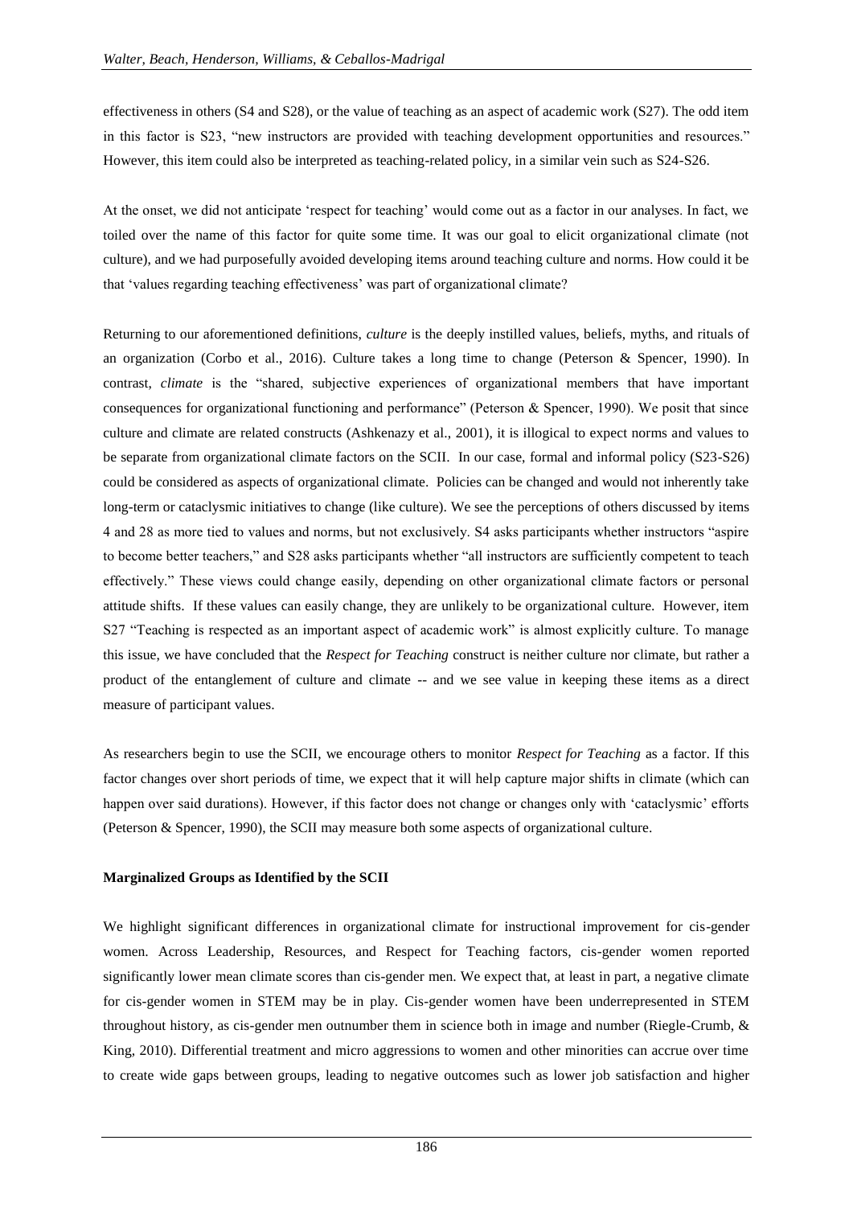effectiveness in others (S4 and S28), or the value of teaching as an aspect of academic work (S27). The odd item in this factor is S23, "new instructors are provided with teaching development opportunities and resources." However, this item could also be interpreted as teaching-related policy, in a similar vein such as S24-S26.

At the onset, we did not anticipate 'respect for teaching' would come out as a factor in our analyses. In fact, we toiled over the name of this factor for quite some time. It was our goal to elicit organizational climate (not culture), and we had purposefully avoided developing items around teaching culture and norms. How could it be that 'values regarding teaching effectiveness' was part of organizational climate?

Returning to our aforementioned definitions, *culture* is the deeply instilled values, beliefs, myths, and rituals of an organization (Corbo et al., 2016). Culture takes a long time to change (Peterson & Spencer, 1990). In contrast, *climate* is the "shared, subjective experiences of organizational members that have important consequences for organizational functioning and performance" (Peterson & Spencer, 1990). We posit that since culture and climate are related constructs (Ashkenazy et al., 2001), it is illogical to expect norms and values to be separate from organizational climate factors on the SCII. In our case, formal and informal policy (S23-S26) could be considered as aspects of organizational climate. Policies can be changed and would not inherently take long-term or cataclysmic initiatives to change (like culture). We see the perceptions of others discussed by items 4 and 28 as more tied to values and norms, but not exclusively. S4 asks participants whether instructors "aspire to become better teachers," and S28 asks participants whether "all instructors are sufficiently competent to teach effectively." These views could change easily, depending on other organizational climate factors or personal attitude shifts. If these values can easily change, they are unlikely to be organizational culture. However, item S27 "Teaching is respected as an important aspect of academic work" is almost explicitly culture. To manage this issue, we have concluded that the *Respect for Teaching* construct is neither culture nor climate, but rather a product of the entanglement of culture and climate -- and we see value in keeping these items as a direct measure of participant values.

As researchers begin to use the SCII, we encourage others to monitor *Respect for Teaching* as a factor. If this factor changes over short periods of time, we expect that it will help capture major shifts in climate (which can happen over said durations). However, if this factor does not change or changes only with 'cataclysmic' efforts (Peterson & Spencer, 1990), the SCII may measure both some aspects of organizational culture.

**Marginalized Groups as Identified by the SCII**

We highlight significant differences in organizational climate for instructional improvement for cis-gender women. Across Leadership, Resources, and Respect for Teaching factors, cis-gender women reported significantly lower mean climate scores than cis-gender men. We expect that, at least in part, a negative climate for cis-gender women in STEM may be in play. Cis-gender women have been underrepresented in STEM throughout history, as cis-gender men outnumber them in science both in image and number (Riegle-Crumb, & King, 2010). Differential treatment and micro aggressions to women and other minorities can accrue over time to create wide gaps between groups, leading to negative outcomes such as lower job satisfaction and higher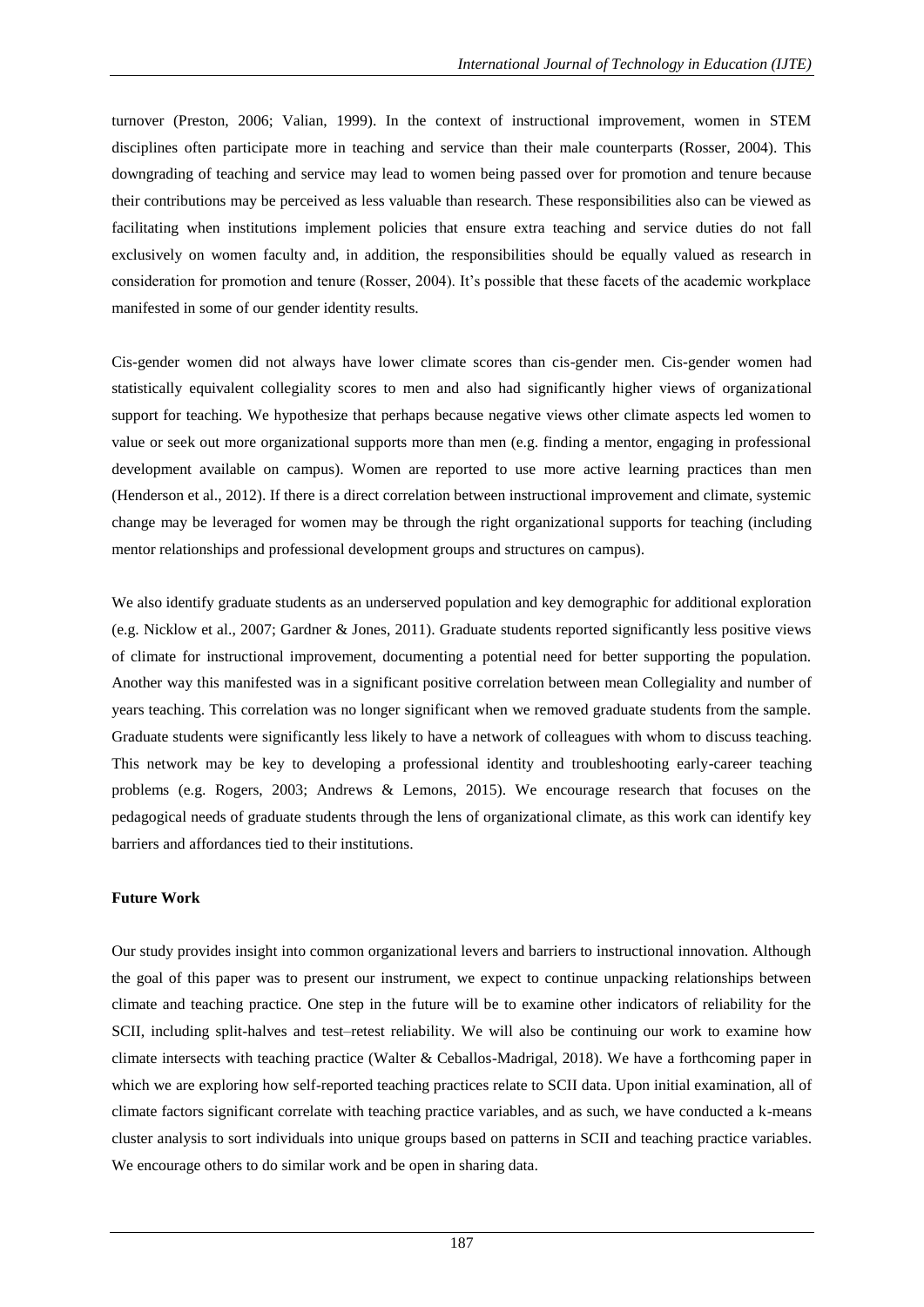turnover (Preston, 2006; Valian, 1999). In the context of instructional improvement, women in STEM disciplines often participate more in teaching and service than their male counterparts (Rosser, 2004). This downgrading of teaching and service may lead to women being passed over for promotion and tenure because their contributions may be perceived as less valuable than research. These responsibilities also can be viewed as facilitating when institutions implement policies that ensure extra teaching and service duties do not fall exclusively on women faculty and, in addition, the responsibilities should be equally valued as research in consideration for promotion and tenure (Rosser, 2004). It's possible that these facets of the academic workplace manifested in some of our gender identity results.

Cis-gender women did not always have lower climate scores than cis-gender men. Cis-gender women had statistically equivalent collegiality scores to men and also had significantly higher views of organizational support for teaching. We hypothesize that perhaps because negative views other climate aspects led women to value or seek out more organizational supports more than men (e.g. finding a mentor, engaging in professional development available on campus). Women are reported to use more active learning practices than men (Henderson et al., 2012). If there is a direct correlation between instructional improvement and climate, systemic change may be leveraged for women may be through the right organizational supports for teaching (including mentor relationships and professional development groups and structures on campus).

We also identify graduate students as an underserved population and key demographic for additional exploration (e.g. Nicklow et al., 2007; Gardner & Jones, 2011). Graduate students reported significantly less positive views of climate for instructional improvement, documenting a potential need for better supporting the population. Another way this manifested was in a significant positive correlation between mean Collegiality and number of years teaching. This correlation was no longer significant when we removed graduate students from the sample. Graduate students were significantly less likely to have a network of colleagues with whom to discuss teaching. This network may be key to developing a professional identity and troubleshooting early-career teaching problems (e.g. Rogers, 2003; Andrews & Lemons, 2015). We encourage research that focuses on the pedagogical needs of graduate students through the lens of organizational climate, as this work can identify key barriers and affordances tied to their institutions.

**Future Work**

Our study provides insight into common organizational levers and barriers to instructional innovation. Although the goal of this paper was to present our instrument, we expect to continue unpacking relationships between climate and teaching practice. One step in the future will be to examine other indicators of reliability for the SCII, including split-halves and test–retest reliability. We will also be continuing our work to examine how climate intersects with teaching practice (Walter & Ceballos-Madrigal, 2018). We have a forthcoming paper in which we are exploring how self-reported teaching practices relate to SCII data. Upon initial examination, all of climate factors significant correlate with teaching practice variables, and as such, we have conducted a k-means cluster analysis to sort individuals into unique groups based on patterns in SCII and teaching practice variables. We encourage others to do similar work and be open in sharing data.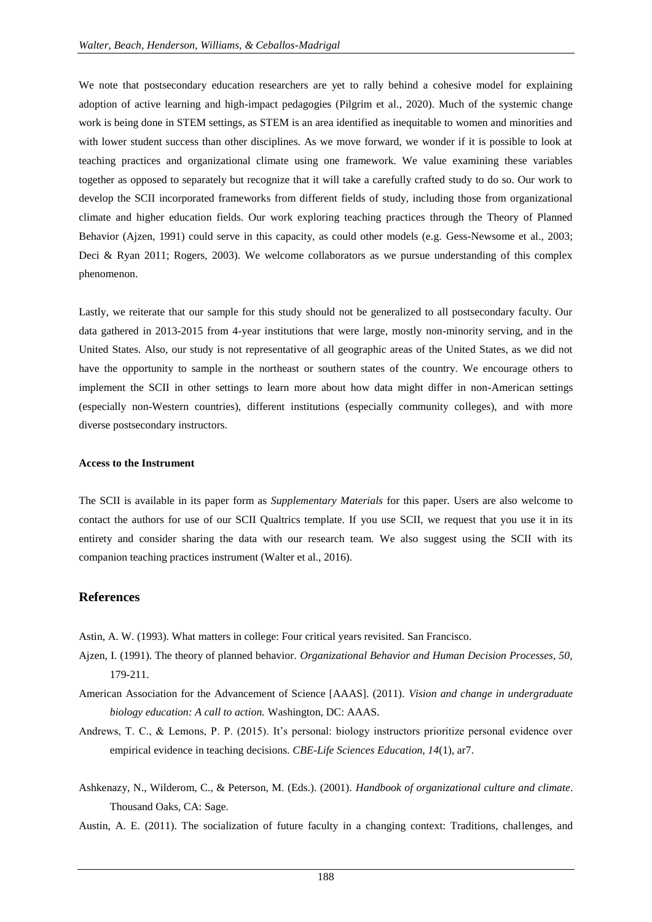We note that postsecondary education researchers are yet to rally behind a cohesive model for explaining adoption of active learning and high-impact pedagogies (Pilgrim et al., 2020). Much of the systemic change work is being done in STEM settings, as STEM is an area identified as inequitable to women and minorities and with lower student success than other disciplines. As we move forward, we wonder if it is possible to look at teaching practices and organizational climate using one framework. We value examining these variables together as opposed to separately but recognize that it will take a carefully crafted study to do so. Our work to develop the SCII incorporated frameworks from different fields of study, including those from organizational climate and higher education fields. Our work exploring teaching practices through the Theory of Planned Behavior (Ajzen, 1991) could serve in this capacity, as could other models (e.g. Gess-Newsome et al., 2003; Deci & Ryan 2011; Rogers, 2003). We welcome collaborators as we pursue understanding of this complex phenomenon.

Lastly, we reiterate that our sample for this study should not be generalized to all postsecondary faculty. Our data gathered in 2013-2015 from 4-year institutions that were large, mostly non-minority serving, and in the United States. Also, our study is not representative of all geographic areas of the United States, as we did not have the opportunity to sample in the northeast or southern states of the country. We encourage others to implement the SCII in other settings to learn more about how data might differ in non-American settings (especially non-Western countries), different institutions (especially community colleges), and with more diverse postsecondary instructors.

**Access to the Instrument**

The SCII is available in its paper form as *Supplementary Materials* for this paper. Users are also welcome to contact the authors for use of our SCII Qualtrics template. If you use SCII, we request that you use it in its entirety and consider sharing the data with our research team. We also suggest using the SCII with its companion teaching practices instrument (Walter et al., 2016).

## References

Astin, A. W. (1993). What matters in college: Four critical years revisited. San Francisco.

Ajzen, I. (1991). The theory of planned behavior. *Organizational Behavior and Human Decision Processes, 50*, 179-211.

American Association for the Advancement of Science [AAAS]. (2011). *Vision and change in undergraduate biology education: A call to action.* Washington, DC: AAAS.

Andrews, T. C., & Lemons, P. P. (2015). It's personal: biology instructors prioritize personal evidence over empirical evidence in teaching decisions. *CBE-Life Sciences Education, 14*(1), ar7.

Ashkenazy, N., Wilderom, C., & Peterson, M. (Eds.). (2001). *Handbook of organizational culture and climate*. Thousand Oaks, CA: Sage.

Austin, A. E. (2011). The socialization of future faculty in a changing context: Traditions, challenges, and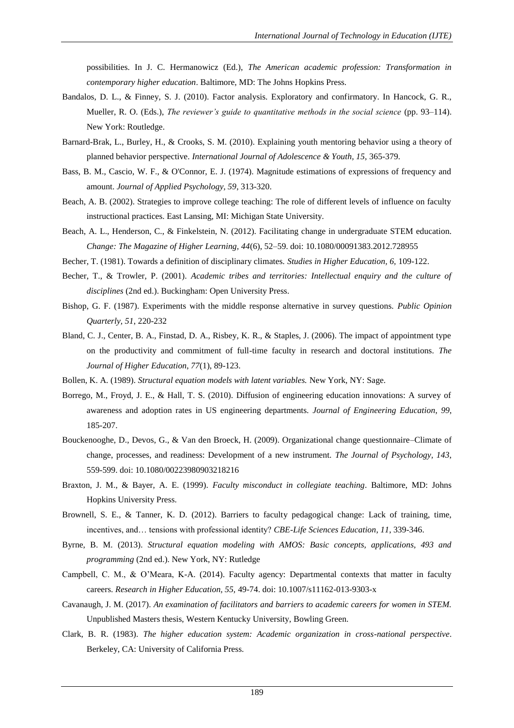possibilities. In J. C. Hermanowicz (Ed.), *The American academic profession: Transformation in contemporary higher education*. Baltimore, MD: The Johns Hopkins Press.

Bandalos, D. L., & Finney, S. J. (2010). Factor analysis. Exploratory and confirmatory. In Hancock, G. R., Mueller, R. O. (Eds.), *The reviewer's guide to quantitative methods in the social science* (pp. 93–114). New York: Routledge.

Barnard-Brak, L., Burley, H., & Crooks, S. M. (2010). Explaining youth mentoring behavior using a theory of planned behavior perspective. *International Journal of Adolescence & Youth, 15*, 365-379.

Bass, B. M., Cascio, W. F., & O'Connor, E. J. (1974). Magnitude estimations of expressions of frequency and amount. *Journal of Applied Psychology, 59*, 313-320.

Beach, A. B. (2002). Strategies to improve college teaching: The role of different levels of influence on faculty instructional practices. East Lansing, MI: Michigan State University.

Beach, A. L., Henderson, C., & Finkelstein, N. (2012). Facilitating change in undergraduate STEM education. *Change: The Magazine of Higher Learning, 44*(6), 52–59. doi: 10.1080/00091383.2012.728955

Becher, T. (1981). Towards a definition of disciplinary climates. *Studies in Higher Education, 6*, 109-122.

Becher, T., & Trowler, P. (2001). *Academic tribes and territories: Intellectual enquiry and the culture of disciplines* (2nd ed.). Buckingham: Open University Press.

Bishop, G. F. (1987). Experiments with the middle response alternative in survey questions. *Public Opinion Quarterly, 51*, 220-232

Bland, C. J., Center, B. A., Finstad, D. A., Risbey, K. R., & Staples, J. (2006). The impact of appointment type on the productivity and commitment of full-time faculty in research and doctoral institutions. *The Journal of Higher Education, 77*(1), 89-123.

Bollen, K. A. (1989). *Structural equation models with latent variables.* New York, NY: Sage.

Borrego, M., Froyd, J. E., & Hall, T. S. (2010). Diffusion of engineering education innovations: A survey of awareness and adoption rates in US engineering departments. *Journal of Engineering Education, 99*, 185-207.

Bouckenooghe, D., Devos, G., & Van den Broeck, H. (2009). Organizational change questionnaire–Climate of change, processes, and readiness: Development of a new instrument. *The Journal of Psychology, 143*, 559-599. doi: 10.1080/00223980903218216

Braxton, J. M., & Bayer, A. E. (1999). *Faculty misconduct in collegiate teaching*. Baltimore, MD: Johns Hopkins University Press.

Brownell, S. E., & Tanner, K. D. (2012). Barriers to faculty pedagogical change: Lack of training, time, incentives, and… tensions with professional identity? *CBE-Life Sciences Education, 11*, 339-346.

Byrne, B. M. (2013). *Structural equation modeling with AMOS: Basic concepts, applications, 493 and programming* (2nd ed.). New York, NY: Rutledge

Campbell, C. M., & O'Meara, K-A. (2014). Faculty agency: Departmental contexts that matter in faculty careers. *Research in Higher Education, 55*, 49-74. doi: 10.1007/s11162-013-9303-x

Cavanaugh, J. M. (2017). *An examination of facilitators and barriers to academic careers for women in STEM.* Unpublished Masters thesis, Western Kentucky University, Bowling Green.

Clark, B. R. (1983). *The higher education system: Academic organization in cross-national perspective*. Berkeley, CA: University of California Press.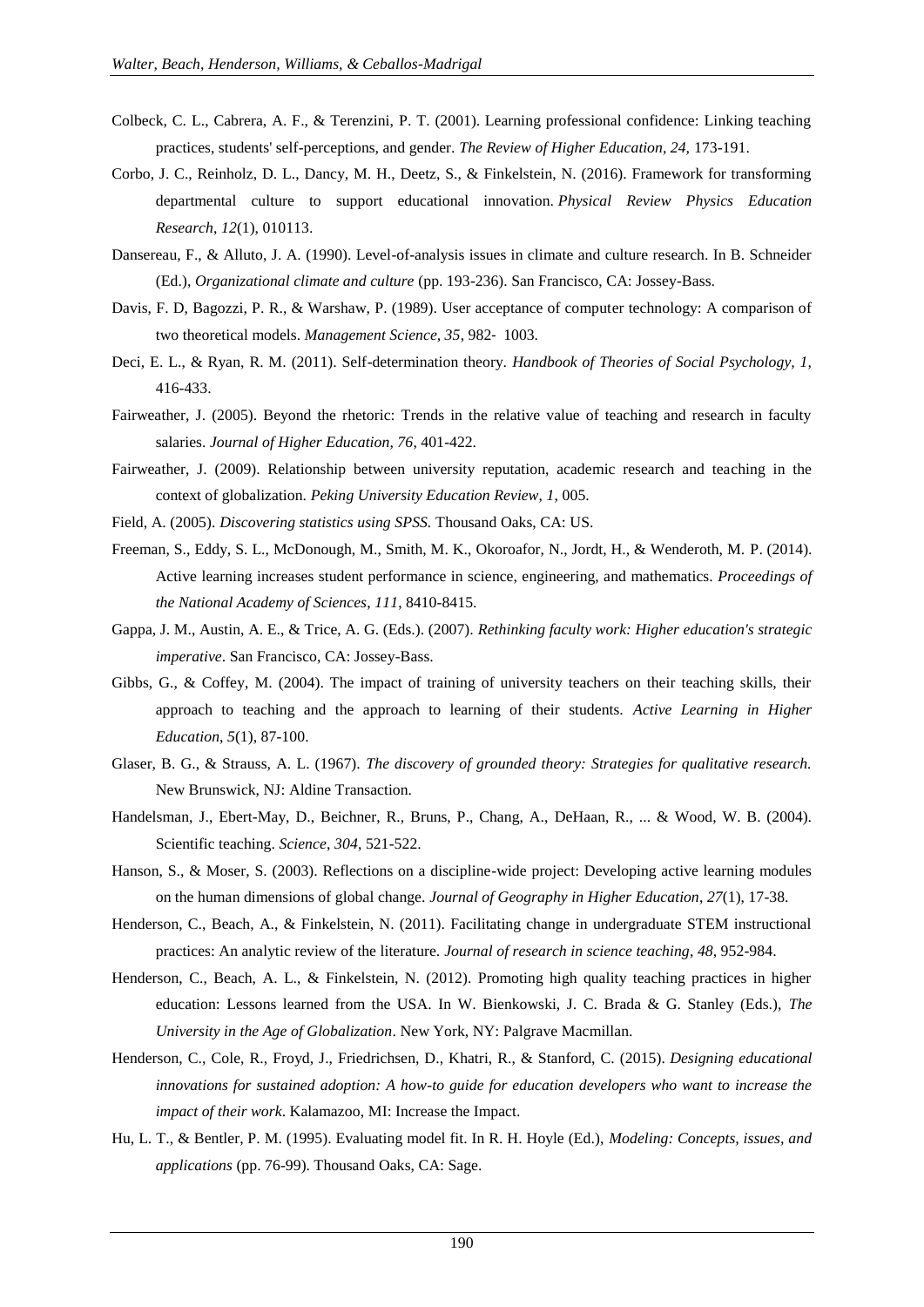Colbeck, C. L., Cabrera, A. F., & Terenzini, P. T. (2001). Learning professional confidence: Linking teaching practices, students' self-perceptions, and gender. *The Review of Higher Education, 24,* 173-191.

Corbo, J. C., Reinholz, D. L., Dancy, M. H., Deetz, S., & Finkelstein, N. (2016). Framework for transforming departmental culture to support educational innovation. *Physical Review Physics Education Research*, *12*(1), 010113.

Dansereau, F., & Alluto, J. A. (1990). Level-of-analysis issues in climate and culture research. In B. Schneider (Ed.), *Organizational climate and culture* (pp. 193-236). San Francisco, CA: Jossey-Bass.

Davis, F. D, Bagozzi, P. R., & Warshaw, P. (1989). User acceptance of computer technology: A comparison of two theoretical models. *Management Science, 35*, 982- 1003.

Deci, E. L., & Ryan, R. M. (2011). Self-determination theory. *Handbook of Theories of Social Psychology, 1,* 416-433.

Fairweather, J. (2005). Beyond the rhetoric: Trends in the relative value of teaching and research in faculty salaries. *Journal of Higher Education, 76,* 401-422.

Fairweather, J. (2009). Relationship between university reputation, academic research and teaching in the context of globalization. *Peking University Education Review*, *1*, 005.

Field, A. (2005). *Discovering statistics using SPSS.* Thousand Oaks, CA: US.

Freeman, S., Eddy, S. L., McDonough, M., Smith, M. K., Okoroafor, N., Jordt, H., & Wenderoth, M. P. (2014). Active learning increases student performance in science, engineering, and mathematics. *Proceedings of the National Academy of Sciences*, *111*, 8410-8415.

Gappa, J. M., Austin, A. E., & Trice, A. G. (Eds.). (2007). *Rethinking faculty work: Higher education's strategic imperative*. San Francisco, CA: Jossey-Bass.

Gibbs, G., & Coffey, M. (2004). The impact of training of university teachers on their teaching skills, their approach to teaching and the approach to learning of their students. *Active Learning in Higher Education*, *5*(1), 87-100.

Glaser, B. G., & Strauss, A. L. (1967). *The discovery of grounded theory: Strategies for qualitative research.* New Brunswick, NJ: Aldine Transaction.

Handelsman, J., Ebert-May, D., Beichner, R., Bruns, P., Chang, A., DeHaan, R., ... & Wood, W. B. (2004). Scientific teaching. *Science*, *304*, 521-522.

Hanson, S., & Moser, S. (2003). Reflections on a discipline-wide project: Developing active learning modules on the human dimensions of global change. *Journal of Geography in Higher Education*, *27*(1), 17-38.

Henderson, C., Beach, A., & Finkelstein, N. (2011). Facilitating change in undergraduate STEM instructional practices: An analytic review of the literature. *Journal of research in science teaching*, *48*, 952-984.

Henderson, C., Beach, A. L., & Finkelstein, N. (2012). Promoting high quality teaching practices in higher education: Lessons learned from the USA. In W. Bienkowski, J. C. Brada & G. Stanley (Eds.), *The University in the Age of Globalization*. New York, NY: Palgrave Macmillan.

Henderson, C., Cole, R., Froyd, J., Friedrichsen, D., Khatri, R., & Stanford, C. (2015). *Designing educational innovations for sustained adoption: A how-to guide for education developers who want to increase the impact of their work*. Kalamazoo, MI: Increase the Impact.

Hu, L. T., & Bentler, P. M. (1995). Evaluating model fit. In R. H. Hoyle (Ed.), *Modeling: Concepts, issues, and applications* (pp. 76-99). Thousand Oaks, CA: Sage.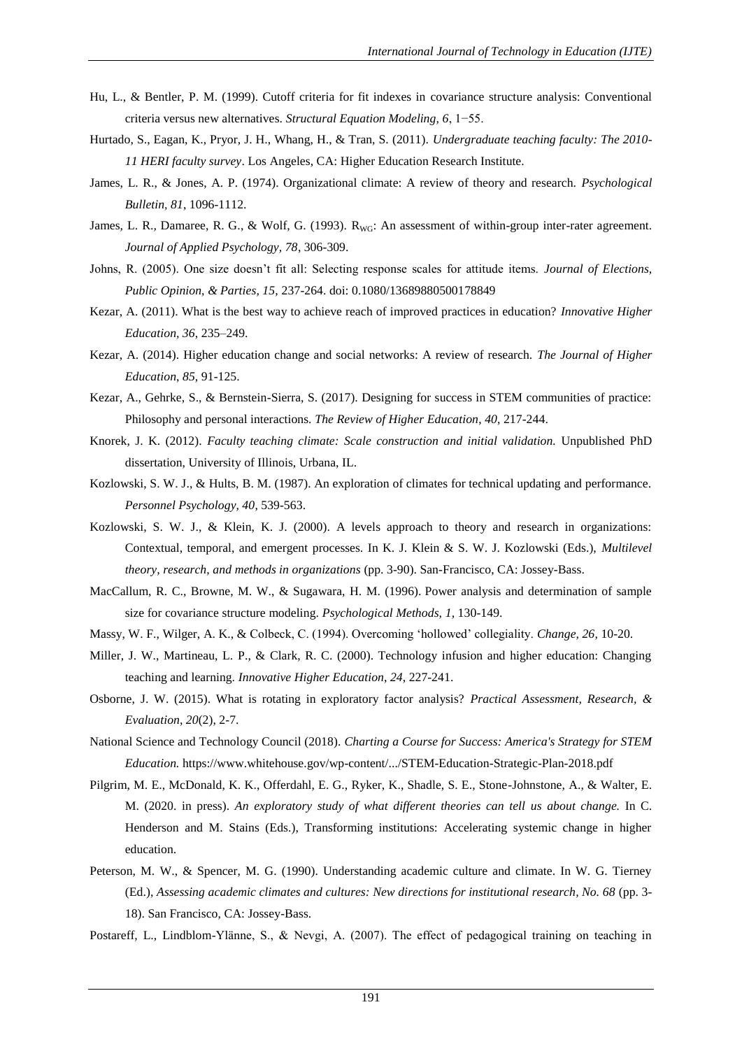Hu, L., & Bentler, P. M. (1999). Cutoff criteria for fit indexes in covariance structure analysis: Conventional criteria versus new alternatives. *Structural Equation Modeling, 6*, 1−55.

Hurtado, S., Eagan, K., Pryor, J. H., Whang, H., & Tran, S. (2011). *Undergraduate teaching faculty: The 2010-11 HERI faculty survey*. Los Angeles, CA: Higher Education Research Institute.

James, L. R., & Jones, A. P. (1974). Organizational climate: A review of theory and research. *Psychological Bulletin, 81*, 1096-1112.

James, L. R., Damaree, R. G., & Wolf, G. (1993). $R_{WG}$: An assessment of within-group inter-rater agreement. *Journal of Applied Psychology, 78*, 306-309.

Johns, R. (2005). One size doesn't fit all: Selecting response scales for attitude items. *Journal of Elections, Public Opinion, & Parties, 15,* 237-264. doi: 0.1080/13689880500178849

Kezar, A. (2011). What is the best way to achieve reach of improved practices in education? *Innovative Higher Education, 36*, 235–249.

Kezar, A. (2014). Higher education change and social networks: A review of research. *The Journal of Higher Education, 85*, 91-125.

Kezar, A., Gehrke, S., & Bernstein-Sierra, S. (2017). Designing for success in STEM communities of practice: Philosophy and personal interactions. *The Review of Higher Education, 40*, 217-244.

Knorek, J. K. (2012). *Faculty teaching climate: Scale construction and initial validation.* Unpublished PhD dissertation, University of Illinois, Urbana, IL.

Kozlowski, S. W. J., & Hults, B. M. (1987). An exploration of climates for technical updating and performance. *Personnel Psychology, 40*, 539-563.

Kozlowski, S. W. J., & Klein, K. J. (2000). A levels approach to theory and research in organizations: Contextual, temporal, and emergent processes. In K. J. Klein & S. W. J. Kozlowski (Eds.), *Multilevel theory, research, and methods in organizations* (pp. 3-90). San-Francisco, CA: Jossey-Bass.

MacCallum, R. C., Browne, M. W., & Sugawara, H. M. (1996). Power analysis and determination of sample size for covariance structure modeling. *Psychological Methods, 1*, 130-149.

Massy, W. F., Wilger, A. K., & Colbeck, C. (1994). Overcoming 'hollowed' collegiality. *Change, 26*, 10-20.

Miller, J. W., Martineau, L. P., & Clark, R. C. (2000). Technology infusion and higher education: Changing teaching and learning. *Innovative Higher Education*, *24*, 227-241.

Osborne, J. W. (2015). What is rotating in exploratory factor analysis? *Practical Assessment, Research, & Evaluation, 20*(2), 2-7.

National Science and Technology Council (2018). *Charting a Course for Success: America's Strategy for STEM Education.* https://www.whitehouse.gov/wp-content/.../STEM-Education-Strategic-Plan-2018.pdf

Pilgrim, M. E., McDonald, K. K., Offerdahl, E. G., Ryker, K., Shadle, S. E., Stone-Johnstone, A., & Walter, E. M. (2020. in press). *An exploratory study of what different theories can tell us about change.* In C. Henderson and M. Stains (Eds.), Transforming institutions: Accelerating systemic change in higher education.

Peterson, M. W., & Spencer, M. G. (1990). Understanding academic culture and climate. In W. G. Tierney (Ed.), *Assessing academic climates and cultures: New directions for institutional research, No. 68* (pp. 3-18). San Francisco, CA: Jossey-Bass.

Postareff, L., Lindblom-Ylänne, S., & Nevgi, A. (2007). The effect of pedagogical training on teaching in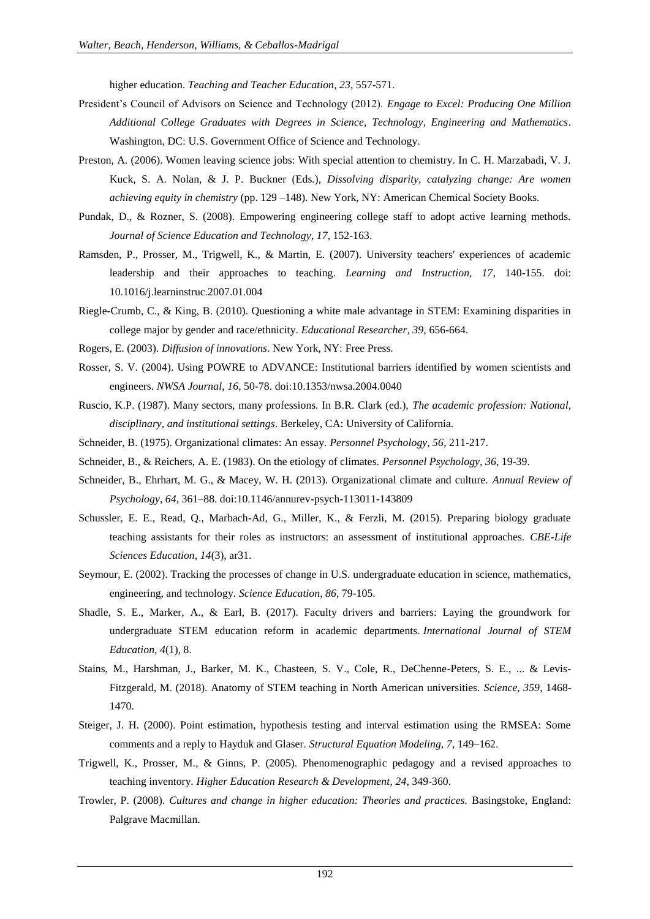higher education. *Teaching and Teacher Education*, *23*, 557-571.

President's Council of Advisors on Science and Technology (2012). *Engage to Excel: Producing One Million Additional College Graduates with Degrees in Science, Technology, Engineering and Mathematics*. Washington, DC: U.S. Government Office of Science and Technology.

Preston, A. (2006). Women leaving science jobs: With special attention to chemistry. In C. H. Marzabadi, V. J. Kuck, S. A. Nolan, & J. P. Buckner (Eds.), *Dissolving disparity, catalyzing change: Are women achieving equity in chemistry* (pp. 129 –148). New York, NY: American Chemical Society Books.

Pundak, D., & Rozner, S. (2008). Empowering engineering college staff to adopt active learning methods. *Journal of Science Education and Technology*, *17*, 152-163.

Ramsden, P., Prosser, M., Trigwell, K., & Martin, E. (2007). University teachers' experiences of academic leadership and their approaches to teaching. *Learning and Instruction, 17*, 140-155. doi: 10.1016/j.learninstruc.2007.01.004

Riegle-Crumb, C., & King, B. (2010). Questioning a white male advantage in STEM: Examining disparities in college major by gender and race/ethnicity. *Educational Researcher, 39*, 656-664.

Rogers, E. (2003). *Diffusion of innovations*. New York, NY: Free Press.

Rosser, S. V. (2004). Using POWRE to ADVANCE: Institutional barriers identified by women scientists and engineers. *NWSA Journal, 16*, 50-78. doi:10.1353/nwsa.2004.0040

Ruscio, K.P. (1987). Many sectors, many professions. In B.R. Clark (ed.), *The academic profession: National, disciplinary, and institutional settings*. Berkeley, CA: University of California.

Schneider, B. (1975). Organizational climates: An essay. *Personnel Psychology, 56*, 211-217.

Schneider, B., & Reichers, A. E. (1983). On the etiology of climates. *Personnel Psychology, 36*, 19-39.

Schneider, B., Ehrhart, M. G., & Macey, W. H. (2013). Organizational climate and culture. *Annual Review of Psychology*, *64*, 361–88. doi:10.1146/annurev-psych-113011-143809

Schussler, E. E., Read, Q., Marbach-Ad, G., Miller, K., & Ferzli, M. (2015). Preparing biology graduate teaching assistants for their roles as instructors: an assessment of institutional approaches. *CBE-Life Sciences Education*, *14*(3), ar31.

Seymour, E. (2002). Tracking the processes of change in U.S. undergraduate education in science, mathematics, engineering, and technology. *Science Education*, *86*, 79-105.

Shadle, S. E., Marker, A., & Earl, B. (2017). Faculty drivers and barriers: Laying the groundwork for undergraduate STEM education reform in academic departments. *International Journal of STEM Education*, *4*(1), 8.

Stains, M., Harshman, J., Barker, M. K., Chasteen, S. V., Cole, R., DeChenne-Peters, S. E., ... & Levis-Fitzgerald, M. (2018). Anatomy of STEM teaching in North American universities. *Science, 359*, 1468-1470.

Steiger, J. H. (2000). Point estimation, hypothesis testing and interval estimation using the RMSEA: Some comments and a reply to Hayduk and Glaser. *Structural Equation Modeling, 7*, 149–162.

Trigwell, K., Prosser, M., & Ginns, P. (2005). Phenomenographic pedagogy and a revised approaches to teaching inventory. *Higher Education Research & Development*, *24*, 349-360.

Trowler, P. (2008). *Cultures and change in higher education: Theories and practices.* Basingstoke, England: Palgrave Macmillan.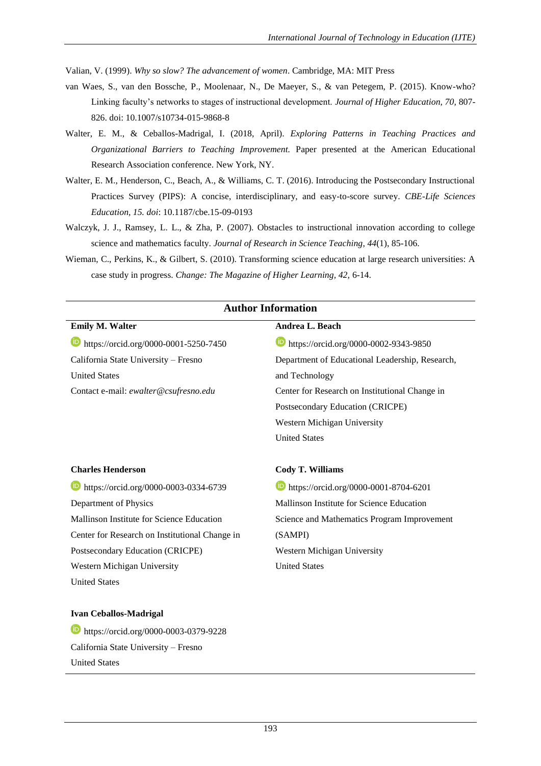Valian, V. (1999). *Why so slow? The advancement of women*. Cambridge, MA: MIT Press

van Waes, S., van den Bossche, P., Moolenaar, N., De Maeyer, S., & van Petegem, P. (2015). Know-who? Linking faculty's networks to stages of instructional development. *Journal of Higher Education, 70,* 807-826. doi: 10.1007/s10734-015-9868-8

Walter, E. M., & Ceballos-Madrigal, I. (2018, April). *Exploring Patterns in Teaching Practices and Organizational Barriers to Teaching Improvement.* Paper presented at the American Educational Research Association conference. New York, NY.

Walter, E. M., Henderson, C., Beach, A., & Williams, C. T. (2016). Introducing the Postsecondary Instructional Practices Survey (PIPS): A concise, interdisciplinary, and easy-to-score survey. *CBE-Life Sciences Education, 15. doi*: 10.1187/cbe.15-09-0193

Walczyk, J. J., Ramsey, L. L., & Zha, P. (2007). Obstacles to instructional innovation according to college science and mathematics faculty. *Journal of Research in Science Teaching*, *44*(1), 85-106.

Wieman, C., Perkins, K., & Gilbert, S. (2010). Transforming science education at large research universities: A case study in progress. *Change: The Magazine of Higher Learning, 42,* 6-14.

## Author Information

**Emily M. Walter**
https://orcid.org/0000-0001-5250-7450
California State University – Fresno
United States
Contact e-mail: *ewalter@csufresno.edu*

**Andrea L. Beach**
https://orcid.org/0000-0002-9343-9850
Department of Educational Leadership, Research, and Technology
Center for Research on Institutional Change in Postsecondary Education (CRICPE)
Western Michigan University
United States

**Charles Henderson**
https://orcid.org/0000-0003-0334-6739
Department of Physics
Mallinson Institute for Science Education
Center for Research on Institutional Change in Postsecondary Education (CRICPE)
Western Michigan University
United States

**Cody T. Williams**
https://orcid.org/0000-0001-8704-6201
Mallinson Institute for Science Education
Science and Mathematics Program Improvement (SAMPI)
Western Michigan University
United States

**Ivan Ceballos-Madrigal**
https://orcid.org/0000-0003-0379-9228
California State University – Fresno
United States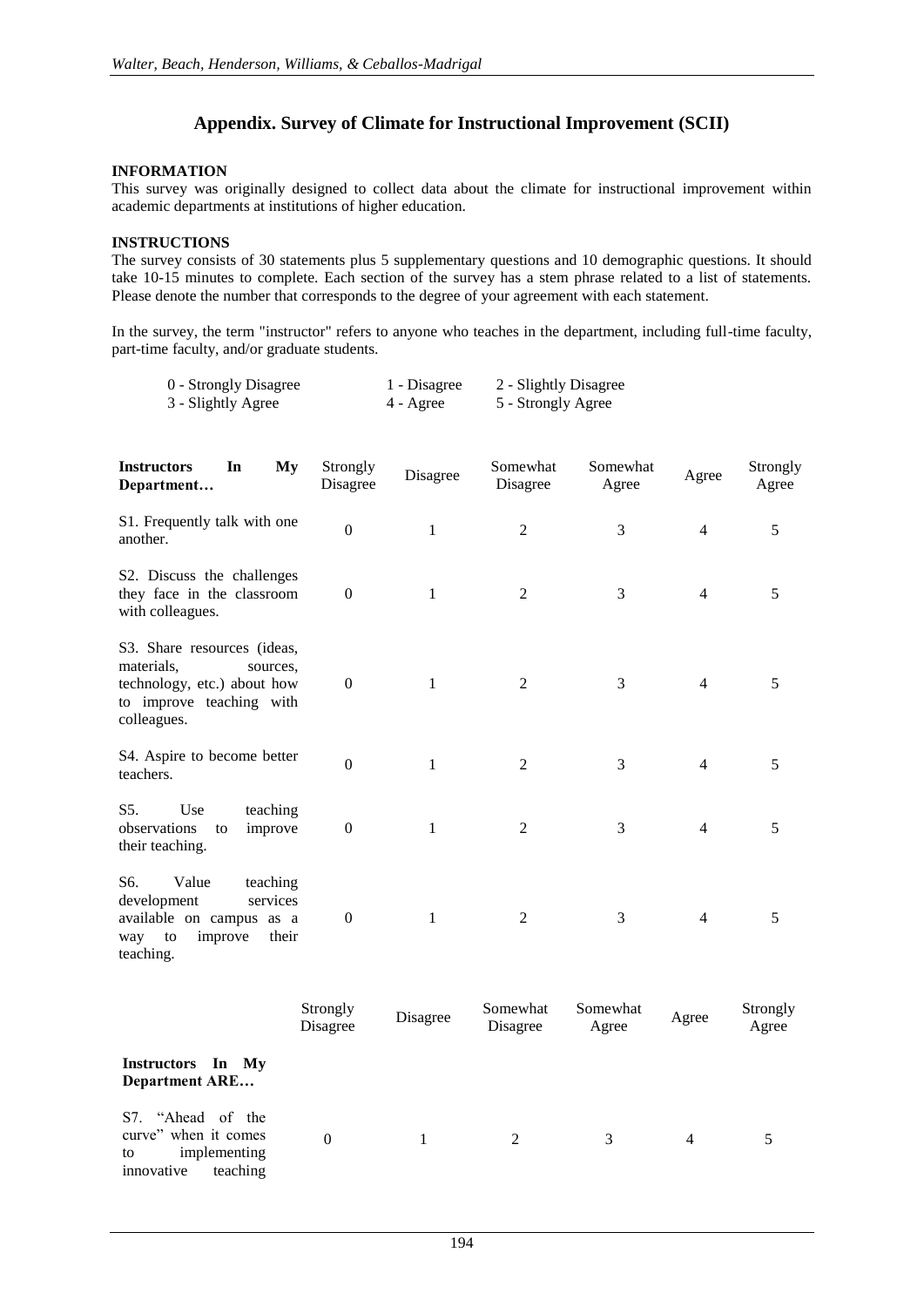## Appendix. Survey of Climate for Instructional Improvement (SCII)

**INFORMATION**

This survey was originally designed to collect data about the climate for instructional improvement within academic departments at institutions of higher education.

**INSTRUCTIONS**

The survey consists of 30 statements plus 5 supplementary questions and 10 demographic questions. It should take 10-15 minutes to complete. Each section of the survey has a stem phrase related to a list of statements. Please denote the number that corresponds to the degree of your agreement with each statement.

In the survey, the term "instructor" refers to anyone who teaches in the department, including full-time faculty, part-time faculty, and/or graduate students.

0 - Strongly Disagree 1 - Disagree 2 - Slightly Disagree
3 - Slightly Agree 4 - Agree 5 - Strongly Agree

| **Instructors In My Department…** | Strongly Disagree | Disagree | Somewhat Disagree | Somewhat Agree | Agree | Strongly Agree |
|---|---|---|---|---|---|---|
| S1. Frequently talk with one another. | 0 | 1 | 2 | 3 | 4 | 5 |
| S2. Discuss the challenges they face in the classroom with colleagues. | 0 | 1 | 2 | 3 | 4 | 5 |
| S3. Share resources (ideas, materials, sources, technology, etc.) about how to improve teaching with colleagues. | 0 | 1 | 2 | 3 | 4 | 5 |
| S4. Aspire to become better teachers. | 0 | 1 | 2 | 3 | 4 | 5 |
| S5. Use teaching observations to improve their teaching. | 0 | 1 | 2 | 3 | 4 | 5 |
| S6. Value teaching development services available on campus as a way to improve their teaching. | 0 | 1 | 2 | 3 | 4 | 5 |

| **Instructors In My Department ARE…** | Strongly Disagree | Disagree | Somewhat Disagree | Somewhat Agree | Agree | Strongly Agree |
|---|---|---|---|---|---|---|
| S7. "Ahead of the curve" when it comes to implementing innovative teaching | 0 | 1 | 2 | 3 | 4 | 5 |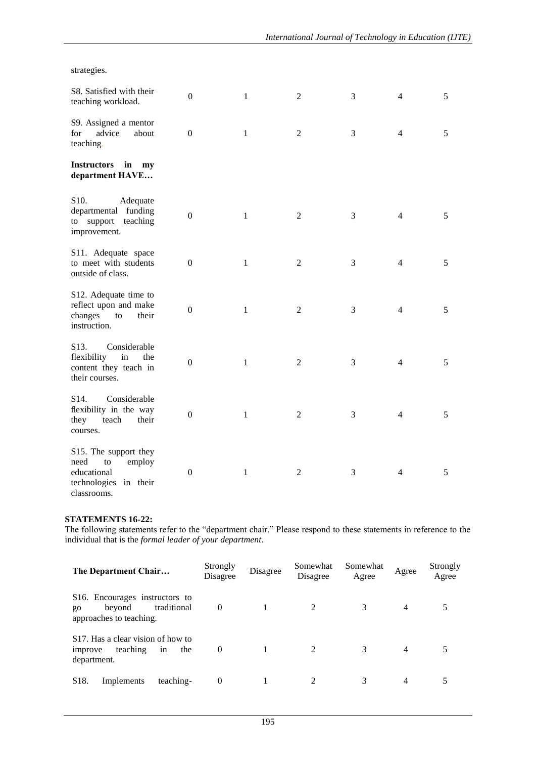| | | | | | | |
|---|---|---|---|---|---|---|
| strategies. | | | | | | |
| S8. Satisfied with their teaching workload. | 0 | 1 | 2 | 3 | 4 | 5 |
| S9. Assigned a mentor for advice about teaching. | 0 | 1 | 2 | 3 | 4 | 5 |
| **Instructors in my department HAVE…** | | | | | | |
| S10. Adequate departmental funding to support teaching improvement. | 0 | 1 | 2 | 3 | 4 | 5 |
| S11. Adequate space to meet with students outside of class. | 0 | 1 | 2 | 3 | 4 | 5 |
| S12. Adequate time to reflect upon and make changes to their instruction. | 0 | 1 | 2 | 3 | 4 | 5 |
| S13. Considerable flexibility in the content they teach in their courses. | 0 | 1 | 2 | 3 | 4 | 5 |
| S14. Considerable flexibility in the way they teach their courses. | 0 | 1 | 2 | 3 | 4 | 5 |
| S15. The support they need to employ educational technologies in their classrooms. | 0 | 1 | 2 | 3 | 4 | 5 |

**STATEMENTS 16-22:**

The following statements refer to the "department chair." Please respond to these statements in reference to the individual that is the *formal leader of your department*.

| **The Department Chair…** | Strongly Disagree | Disagree | Somewhat Disagree | Somewhat Agree | Agree | Strongly Agree |
|---|---|---|---|---|---|---|
| S16. Encourages instructors to go beyond traditional approaches to teaching. | 0 | 1 | 2 | 3 | 4 | 5 |
| S17. Has a clear vision of how to improve teaching in the department. | 0 | 1 | 2 | 3 | 4 | 5 |
| S18. Implements teaching- | 0 | 1 | 2 | 3 | 4 | 5 |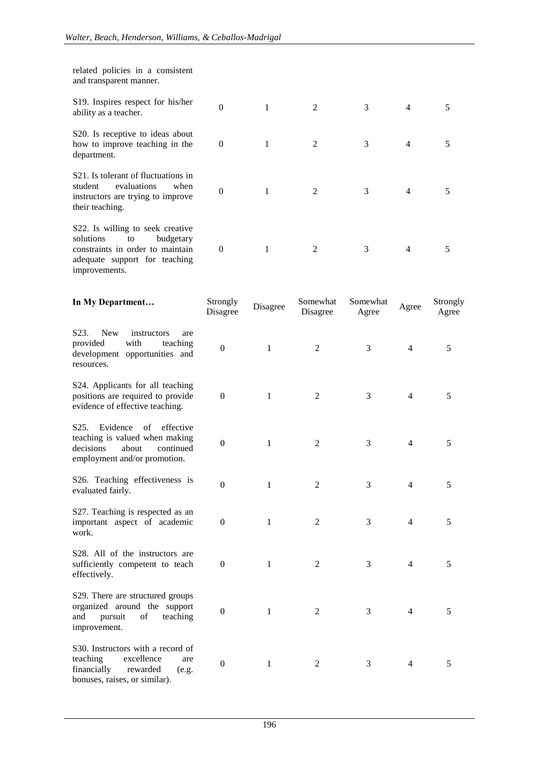| | | | | | | |
|---|---|---|---|---|---|---|
| related policies in a consistent and transparent manner. | | | | | | |
| S19. Inspires respect for his/her ability as a teacher. | 0 | 1 | 2 | 3 | 4 | 5 |
| S20. Is receptive to ideas about how to improve teaching in the department. | 0 | 1 | 2 | 3 | 4 | 5 |
| S21. Is tolerant of fluctuations in student evaluations when instructors are trying to improve their teaching. | 0 | 1 | 2 | 3 | 4 | 5 |
| S22. Is willing to seek creative solutions to budgetary constraints in order to maintain adequate support for teaching improvements. | 0 | 1 | 2 | 3 | 4 | 5 |

| **In My Department…** | Strongly Disagree | Disagree | Somewhat Disagree | Somewhat Agree | Agree | Strongly Agree |
|---|---|---|---|---|---|---|
| S23. New instructors are provided with teaching development opportunities and resources. | 0 | 1 | 2 | 3 | 4 | 5 |
| S24. Applicants for all teaching positions are required to provide evidence of effective teaching. | 0 | 1 | 2 | 3 | 4 | 5 |
| S25. Evidence of effective teaching is valued when making decisions about continued employment and/or promotion. | 0 | 1 | 2 | 3 | 4 | 5 |
| S26. Teaching effectiveness is evaluated fairly. | 0 | 1 | 2 | 3 | 4 | 5 |
| S27. Teaching is respected as an important aspect of academic work. | 0 | 1 | 2 | 3 | 4 | 5 |
| S28. All of the instructors are sufficiently competent to teach effectively. | 0 | 1 | 2 | 3 | 4 | 5 |
| S29. There are structured groups organized around the support and pursuit of teaching improvement. | 0 | 1 | 2 | 3 | 4 | 5 |
| S30. Instructors with a record of teaching excellence are financially rewarded (e.g. bonuses, raises, or similar). | 0 | 1 | 2 | 3 | 4 | 5 |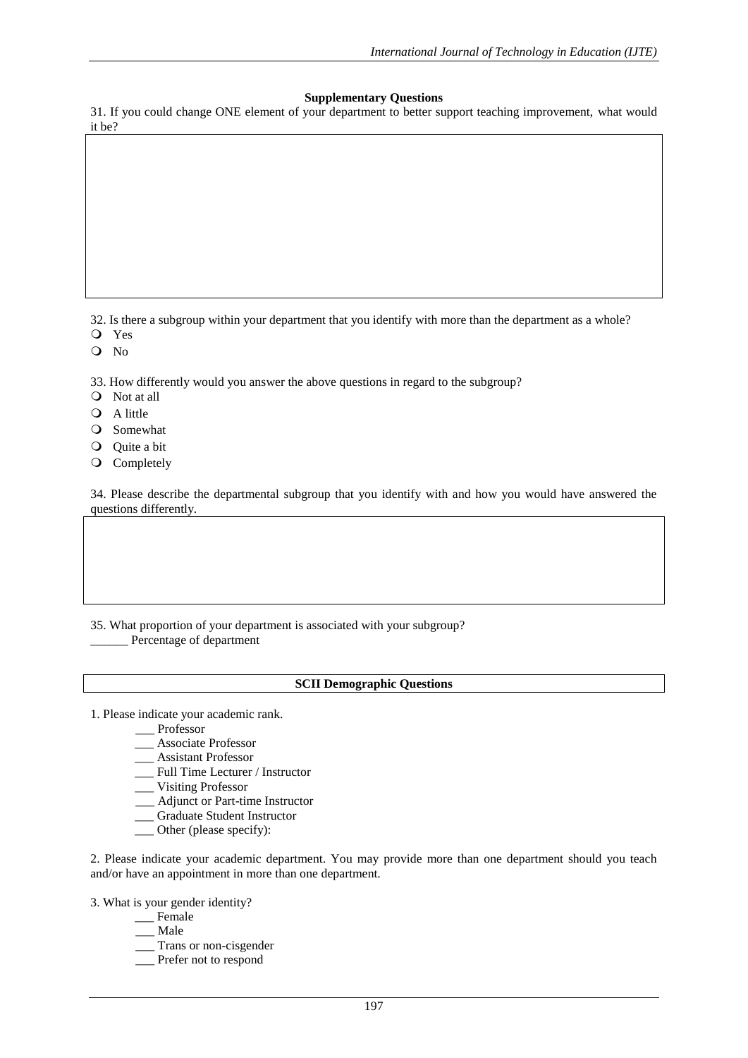**Supplementary Questions**

31. If you could change ONE element of your department to better support teaching improvement, what would it be?

32. Is there a subgroup within your department that you identify with more than the department as a whole?

- Yes
- No

33. How differently would you answer the above questions in regard to the subgroup?

- Not at all
- A little
- Somewhat
- Quite a bit
- Completely

34. Please describe the departmental subgroup that you identify with and how you would have answered the questions differently.

35. What proportion of your department is associated with your subgroup?

______ Percentage of department

**SCII Demographic Questions**

1. Please indicate your academic rank.

___ Professor
___ Associate Professor
___ Assistant Professor
___ Full Time Lecturer / Instructor
___ Visiting Professor
___ Adjunct or Part-time Instructor
___ Graduate Student Instructor
___ Other (please specify):

2. Please indicate your academic department. You may provide more than one department should you teach and/or have an appointment in more than one department.

3. What is your gender identity?

___ Female
___ Male
___ Trans or non-cisgender
___ Prefer not to respond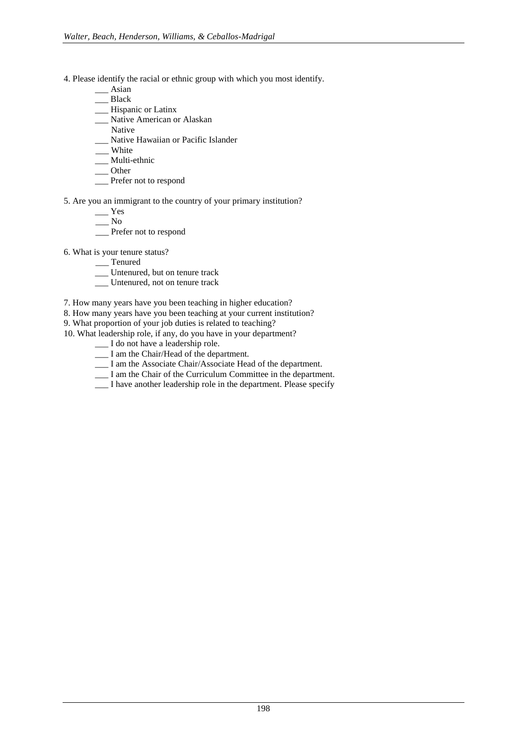4. Please identify the racial or ethnic group with which you most identify.

    ___ Asian
    ___ Black
    ___ Hispanic or Latinx
    ___ Native American or Alaskan Native
    ___ Native Hawaiian or Pacific Islander
    ___ White
    ___ Multi-ethnic
    ___ Other
    ___ Prefer not to respond

5. Are you an immigrant to the country of your primary institution?

    ___ Yes
    ___ No
    ___ Prefer not to respond

6. What is your tenure status?

    ___ Tenured
    ___ Untenured, but on tenure track
    ___ Untenured, not on tenure track

7. How many years have you been teaching in higher education?

8. How many years have you been teaching at your current institution?

9. What proportion of your job duties is related to teaching?

10. What leadership role, if any, do you have in your department?

    ___ I do not have a leadership role.
    ___ I am the Chair/Head of the department.
    ___ I am the Associate Chair/Associate Head of the department.
    ___ I am the Chair of the Curriculum Committee in the department.
    ___ I have another leadership role in the department. Please specify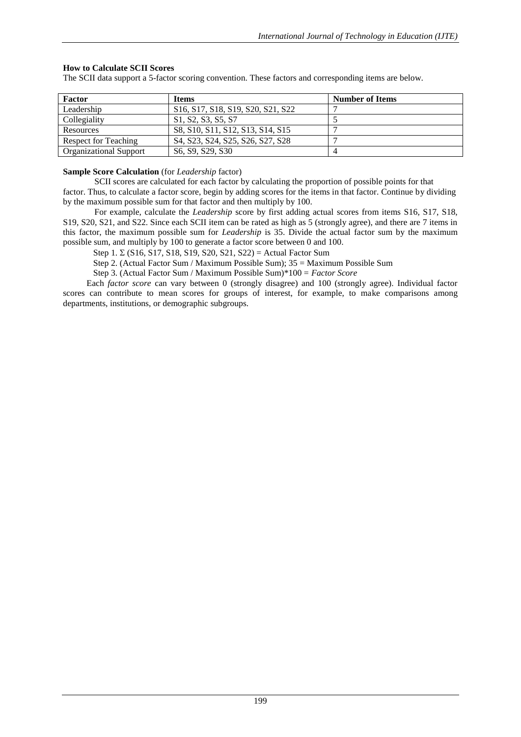**How to Calculate SCII Scores**

The SCII data support a 5-factor scoring convention. These factors and corresponding items are below.

| Factor | Items | Number of Items |
|---|---|---|
| Leadership | S16, S17, S18, S19, S20, S21, S22 | 7 |
| Collegiality | S1, S2, S3, S5, S7 | 5 |
| Resources | S8, S10, S11, S12, S13, S14, S15 | 7 |
| Respect for Teaching | S4, S23, S24, S25, S26, S27, S28 | 7 |
| Organizational Support | S6, S9, S29, S30 | 4 |

**Sample Score Calculation** (for *Leadership* factor)

SCII scores are calculated for each factor by calculating the proportion of possible points for that factor. Thus, to calculate a factor score, begin by adding scores for the items in that factor. Continue by dividing by the maximum possible sum for that factor and then multiply by 100.

For example, calculate the *Leadership* score by first adding actual scores from items S16, S17, S18, S19, S20, S21, and S22. Since each SCII item can be rated as high as 5 (strongly agree), and there are 7 items in this factor, the maximum possible sum for *Leadership* is 35. Divide the actual factor sum by the maximum possible sum, and multiply by 100 to generate a factor score between 0 and 100.

Step 1. Σ (S16, S17, S18, S19, S20, S21, S22) = Actual Factor Sum

Step 2. (Actual Factor Sum / Maximum Possible Sum); 35 = Maximum Possible Sum

Step 3. (Actual Factor Sum / Maximum Possible Sum)*100 = *Factor Score*

Each *factor score* can vary between 0 (strongly disagree) and 100 (strongly agree). Individual factor scores can contribute to mean scores for groups of interest, for example, to make comparisons among departments, institutions, or demographic subgroups.